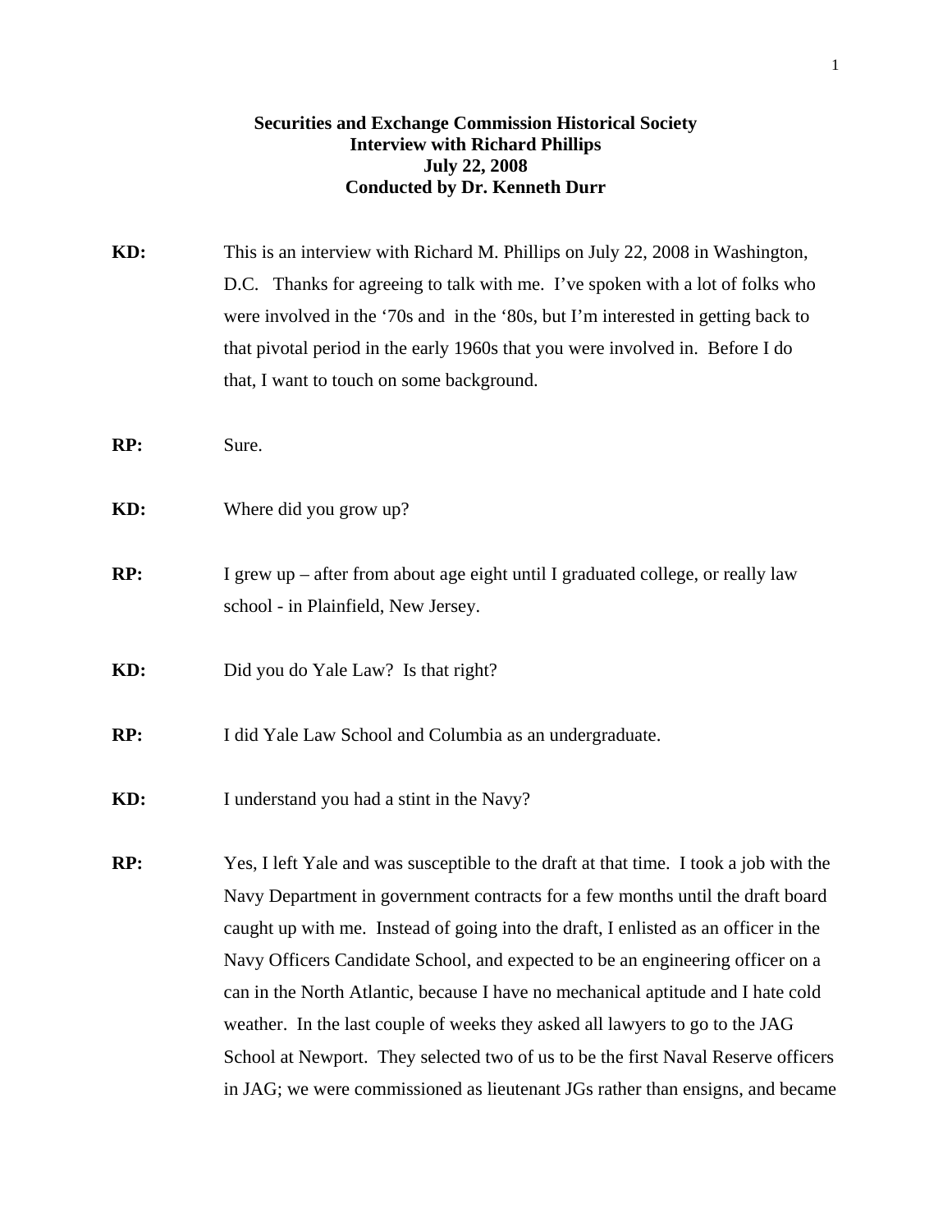**Securities and Exchange Commission Historical Society**
**Interview with Richard Phillips**
**July 22, 2008**
**Conducted by Dr. Kenneth Durr**

**KD:** This is an interview with Richard M. Phillips on July 22, 2008 in Washington, D.C. Thanks for agreeing to talk with me. I've spoken with a lot of folks who were involved in the '70s and in the '80s, but I'm interested in getting back to that pivotal period in the early 1960s that you were involved in. Before I do that, I want to touch on some background.

**RP:** Sure.

**KD:** Where did you grow up?

**RP:** I grew up – after from about age eight until I graduated college, or really law school - in Plainfield, New Jersey.

**KD:** Did you do Yale Law? Is that right?

**RP:** I did Yale Law School and Columbia as an undergraduate.

**KD:** I understand you had a stint in the Navy?

**RP:** Yes, I left Yale and was susceptible to the draft at that time. I took a job with the Navy Department in government contracts for a few months until the draft board caught up with me. Instead of going into the draft, I enlisted as an officer in the Navy Officers Candidate School, and expected to be an engineering officer on a can in the North Atlantic, because I have no mechanical aptitude and I hate cold weather. In the last couple of weeks they asked all lawyers to go to the JAG School at Newport. They selected two of us to be the first Naval Reserve officers in JAG; we were commissioned as lieutenant JGs rather than ensigns, and became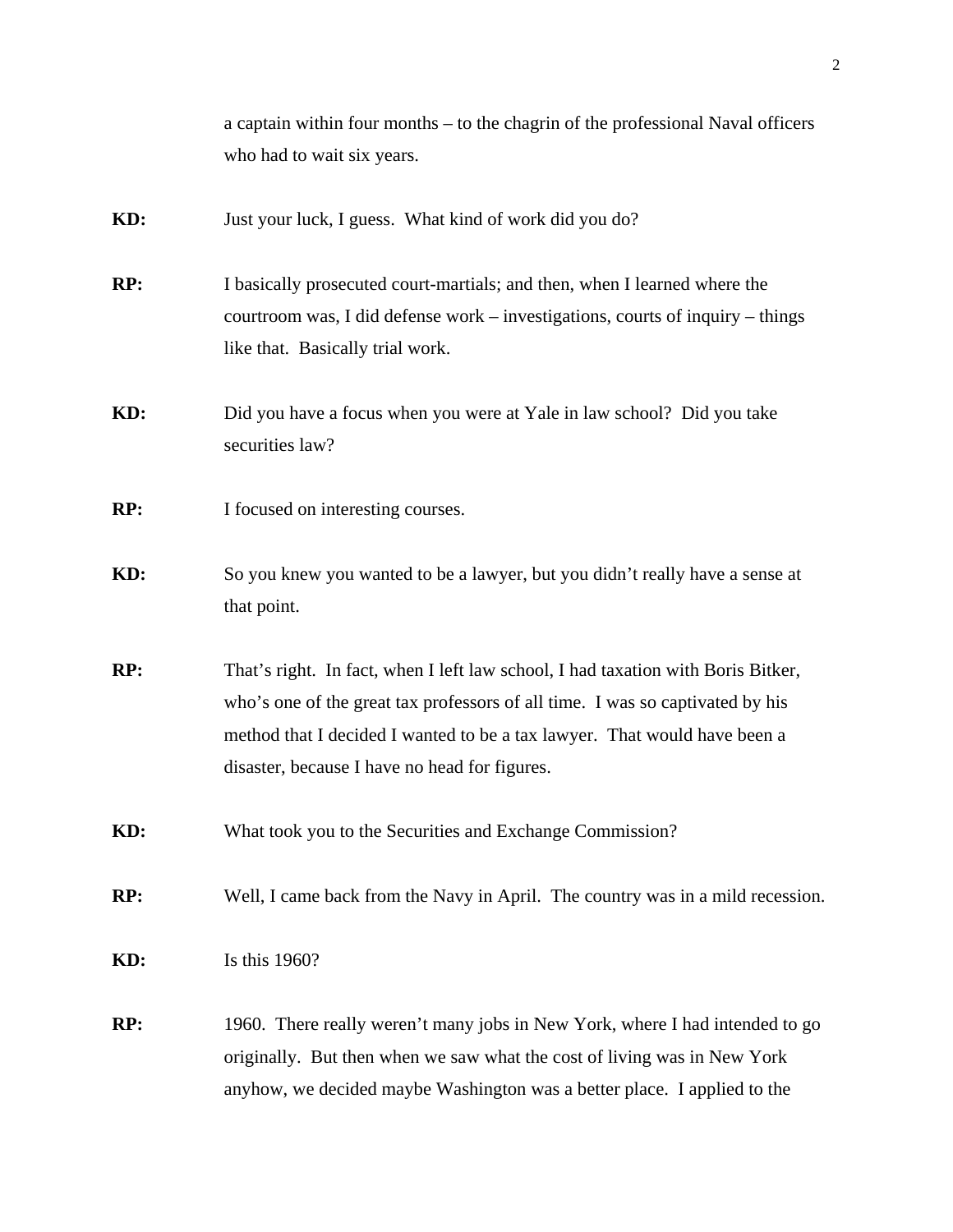a captain within four months – to the chagrin of the professional Naval officers who had to wait six years.

**KD:** Just your luck, I guess. What kind of work did you do?

**RP:** I basically prosecuted court-martials; and then, when I learned where the courtroom was, I did defense work – investigations, courts of inquiry – things like that. Basically trial work.

**KD:** Did you have a focus when you were at Yale in law school? Did you take securities law?

**RP:** I focused on interesting courses.

**KD:** So you knew you wanted to be a lawyer, but you didn't really have a sense at that point.

**RP:** That's right. In fact, when I left law school, I had taxation with Boris Bitker, who's one of the great tax professors of all time. I was so captivated by his method that I decided I wanted to be a tax lawyer. That would have been a disaster, because I have no head for figures.

**KD:** What took you to the Securities and Exchange Commission?

**RP:** Well, I came back from the Navy in April. The country was in a mild recession.

**KD:** Is this 1960?

**RP:** 1960. There really weren't many jobs in New York, where I had intended to go originally. But then when we saw what the cost of living was in New York anyhow, we decided maybe Washington was a better place. I applied to the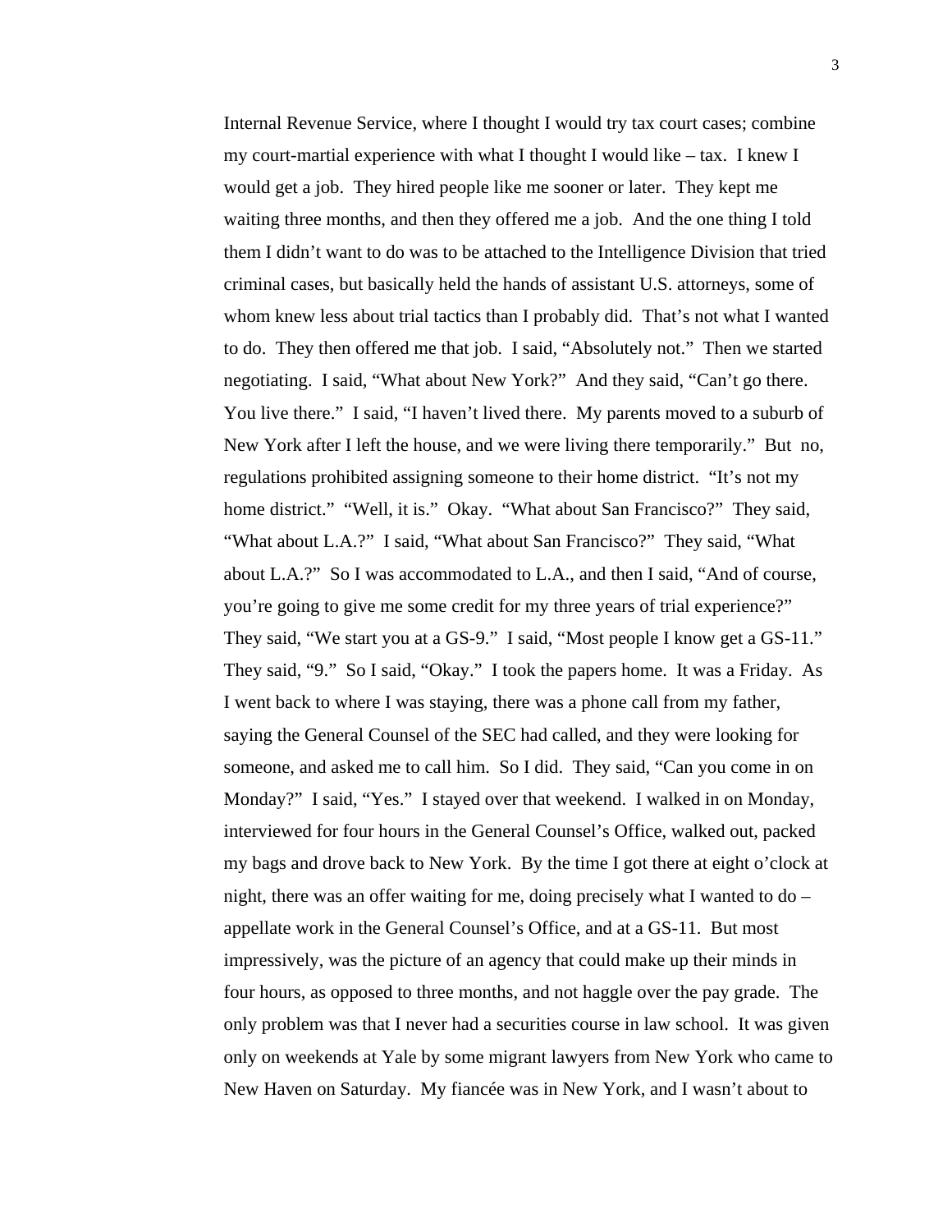Internal Revenue Service, where I thought I would try tax court cases; combine my court-martial experience with what I thought I would like – tax. I knew I would get a job. They hired people like me sooner or later. They kept me waiting three months, and then they offered me a job. And the one thing I told them I didn't want to do was to be attached to the Intelligence Division that tried criminal cases, but basically held the hands of assistant U.S. attorneys, some of whom knew less about trial tactics than I probably did. That's not what I wanted to do. They then offered me that job. I said, "Absolutely not." Then we started negotiating. I said, "What about New York?" And they said, "Can't go there. You live there." I said, "I haven't lived there. My parents moved to a suburb of New York after I left the house, and we were living there temporarily." But no, regulations prohibited assigning someone to their home district. "It's not my home district." "Well, it is." Okay. "What about San Francisco?" They said, "What about L.A.?" I said, "What about San Francisco?" They said, "What about L.A.?" So I was accommodated to L.A., and then I said, "And of course, you're going to give me some credit for my three years of trial experience?" They said, "We start you at a GS-9." I said, "Most people I know get a GS-11." They said, "9." So I said, "Okay." I took the papers home. It was a Friday. As I went back to where I was staying, there was a phone call from my father, saying the General Counsel of the SEC had called, and they were looking for someone, and asked me to call him. So I did. They said, "Can you come in on Monday?" I said, "Yes." I stayed over that weekend. I walked in on Monday, interviewed for four hours in the General Counsel's Office, walked out, packed my bags and drove back to New York. By the time I got there at eight o'clock at night, there was an offer waiting for me, doing precisely what I wanted to do – appellate work in the General Counsel's Office, and at a GS-11. But most impressively, was the picture of an agency that could make up their minds in four hours, as opposed to three months, and not haggle over the pay grade. The only problem was that I never had a securities course in law school. It was given only on weekends at Yale by some migrant lawyers from New York who came to New Haven on Saturday. My fiancée was in New York, and I wasn't about to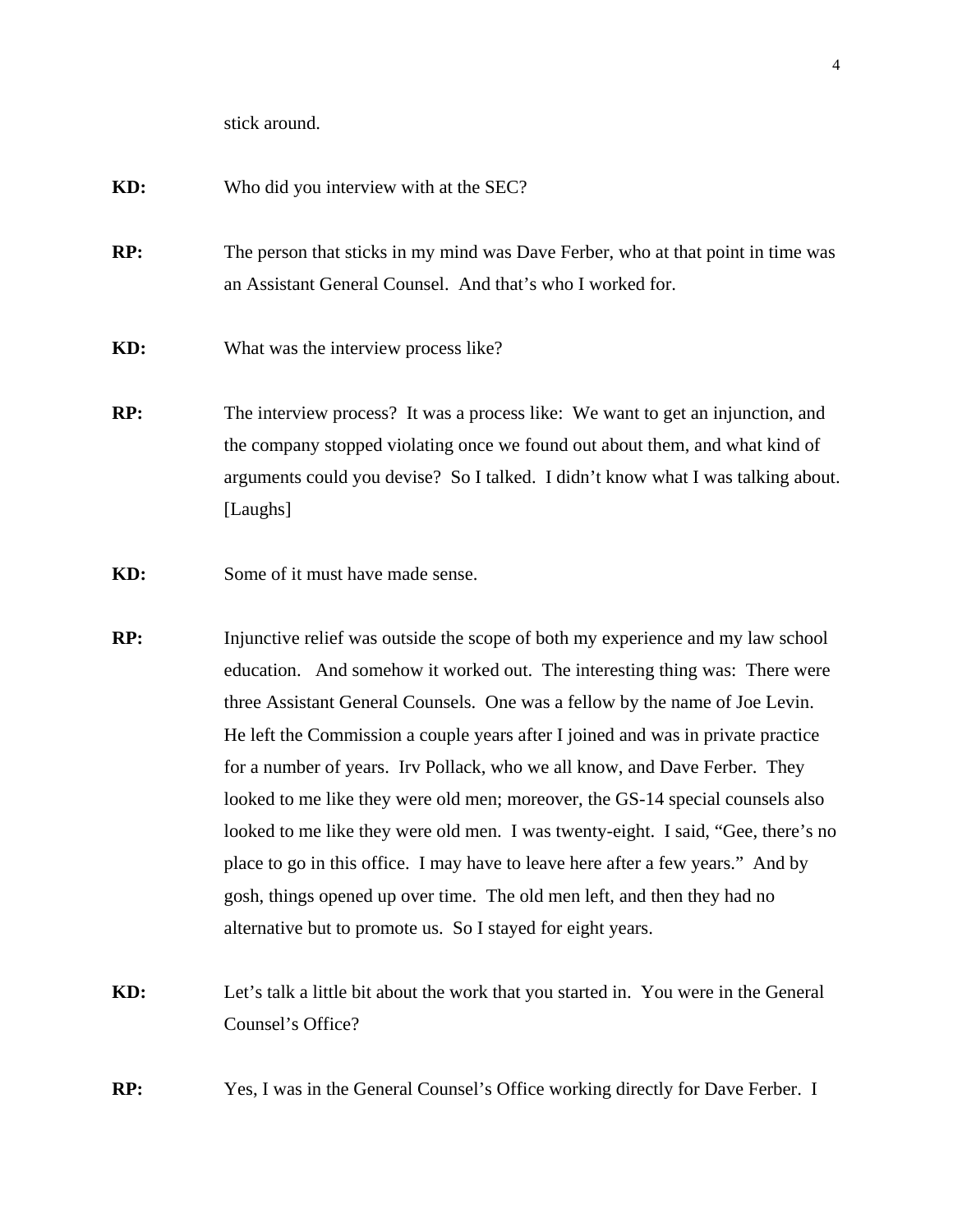stick around.

**KD:** Who did you interview with at the SEC?

**RP:** The person that sticks in my mind was Dave Ferber, who at that point in time was an Assistant General Counsel. And that's who I worked for.

**KD:** What was the interview process like?

**RP:** The interview process? It was a process like: We want to get an injunction, and the company stopped violating once we found out about them, and what kind of arguments could you devise? So I talked. I didn't know what I was talking about. [Laughs]

**KD:** Some of it must have made sense.

**RP:** Injunctive relief was outside the scope of both my experience and my law school education. And somehow it worked out. The interesting thing was: There were three Assistant General Counsels. One was a fellow by the name of Joe Levin. He left the Commission a couple years after I joined and was in private practice for a number of years. Irv Pollack, who we all know, and Dave Ferber. They looked to me like they were old men; moreover, the GS-14 special counsels also looked to me like they were old men. I was twenty-eight. I said, "Gee, there's no place to go in this office. I may have to leave here after a few years." And by gosh, things opened up over time. The old men left, and then they had no alternative but to promote us. So I stayed for eight years.

**KD:** Let's talk a little bit about the work that you started in. You were in the General Counsel's Office?

**RP:** Yes, I was in the General Counsel's Office working directly for Dave Ferber. I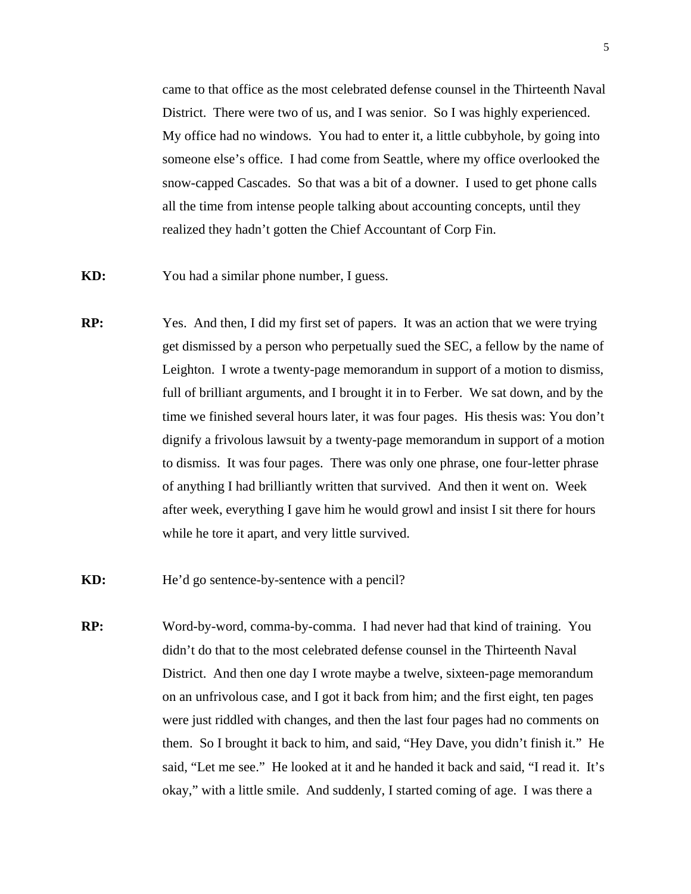came to that office as the most celebrated defense counsel in the Thirteenth Naval District. There were two of us, and I was senior. So I was highly experienced. My office had no windows. You had to enter it, a little cubbyhole, by going into someone else's office. I had come from Seattle, where my office overlooked the snow-capped Cascades. So that was a bit of a downer. I used to get phone calls all the time from intense people talking about accounting concepts, until they realized they hadn't gotten the Chief Accountant of Corp Fin.

**KD:** You had a similar phone number, I guess.

**RP:** Yes. And then, I did my first set of papers. It was an action that we were trying get dismissed by a person who perpetually sued the SEC, a fellow by the name of Leighton. I wrote a twenty-page memorandum in support of a motion to dismiss, full of brilliant arguments, and I brought it in to Ferber. We sat down, and by the time we finished several hours later, it was four pages. His thesis was: You don't dignify a frivolous lawsuit by a twenty-page memorandum in support of a motion to dismiss. It was four pages. There was only one phrase, one four-letter phrase of anything I had brilliantly written that survived. And then it went on. Week after week, everything I gave him he would growl and insist I sit there for hours while he tore it apart, and very little survived.

**KD:** He'd go sentence-by-sentence with a pencil?

**RP:** Word-by-word, comma-by-comma. I had never had that kind of training. You didn't do that to the most celebrated defense counsel in the Thirteenth Naval District. And then one day I wrote maybe a twelve, sixteen-page memorandum on an unfrivolous case, and I got it back from him; and the first eight, ten pages were just riddled with changes, and then the last four pages had no comments on them. So I brought it back to him, and said, "Hey Dave, you didn't finish it." He said, "Let me see." He looked at it and he handed it back and said, "I read it. It's okay," with a little smile. And suddenly, I started coming of age. I was there a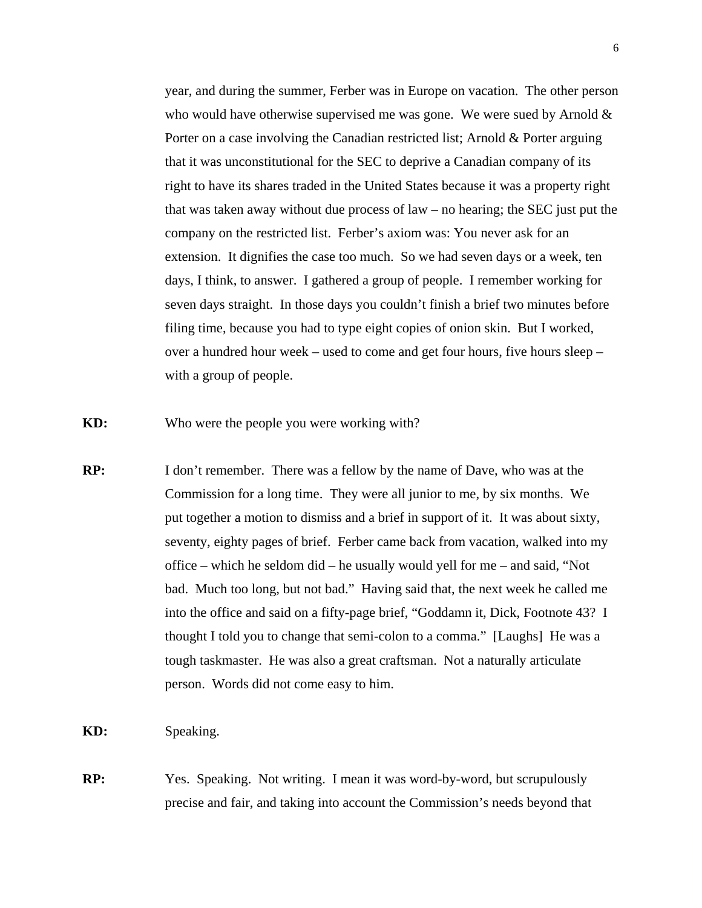year, and during the summer, Ferber was in Europe on vacation. The other person who would have otherwise supervised me was gone. We were sued by Arnold & Porter on a case involving the Canadian restricted list; Arnold & Porter arguing that it was unconstitutional for the SEC to deprive a Canadian company of its right to have its shares traded in the United States because it was a property right that was taken away without due process of law – no hearing; the SEC just put the company on the restricted list. Ferber's axiom was: You never ask for an extension. It dignifies the case too much. So we had seven days or a week, ten days, I think, to answer. I gathered a group of people. I remember working for seven days straight. In those days you couldn't finish a brief two minutes before filing time, because you had to type eight copies of onion skin. But I worked, over a hundred hour week – used to come and get four hours, five hours sleep – with a group of people.

**KD:** Who were the people you were working with?

**RP:** I don't remember. There was a fellow by the name of Dave, who was at the Commission for a long time. They were all junior to me, by six months. We put together a motion to dismiss and a brief in support of it. It was about sixty, seventy, eighty pages of brief. Ferber came back from vacation, walked into my office – which he seldom did – he usually would yell for me – and said, "Not bad. Much too long, but not bad." Having said that, the next week he called me into the office and said on a fifty-page brief, "Goddamn it, Dick, Footnote 43? I thought I told you to change that semi-colon to a comma." [Laughs] He was a tough taskmaster. He was also a great craftsman. Not a naturally articulate person. Words did not come easy to him.

**KD:** Speaking.

**RP:** Yes. Speaking. Not writing. I mean it was word-by-word, but scrupulously precise and fair, and taking into account the Commission's needs beyond that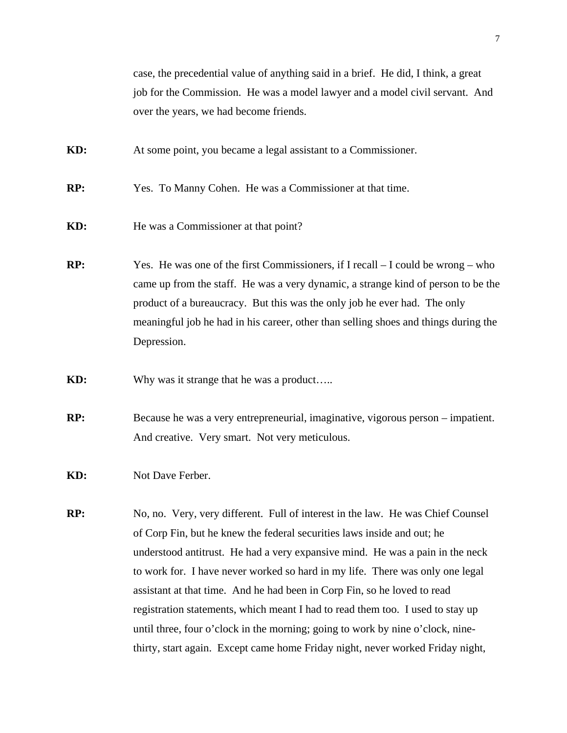case, the precedential value of anything said in a brief. He did, I think, a great job for the Commission. He was a model lawyer and a model civil servant. And over the years, we had become friends.

**KD:** At some point, you became a legal assistant to a Commissioner.

**RP:** Yes. To Manny Cohen. He was a Commissioner at that time.

**KD:** He was a Commissioner at that point?

**RP:** Yes. He was one of the first Commissioners, if I recall – I could be wrong – who came up from the staff. He was a very dynamic, a strange kind of person to be the product of a bureaucracy. But this was the only job he ever had. The only meaningful job he had in his career, other than selling shoes and things during the Depression.

**KD:** Why was it strange that he was a product…..

**RP:** Because he was a very entrepreneurial, imaginative, vigorous person – impatient. And creative. Very smart. Not very meticulous.

**KD:** Not Dave Ferber.

**RP:** No, no. Very, very different. Full of interest in the law. He was Chief Counsel of Corp Fin, but he knew the federal securities laws inside and out; he understood antitrust. He had a very expansive mind. He was a pain in the neck to work for. I have never worked so hard in my life. There was only one legal assistant at that time. And he had been in Corp Fin, so he loved to read registration statements, which meant I had to read them too. I used to stay up until three, four o'clock in the morning; going to work by nine o'clock, nine-thirty, start again. Except came home Friday night, never worked Friday night,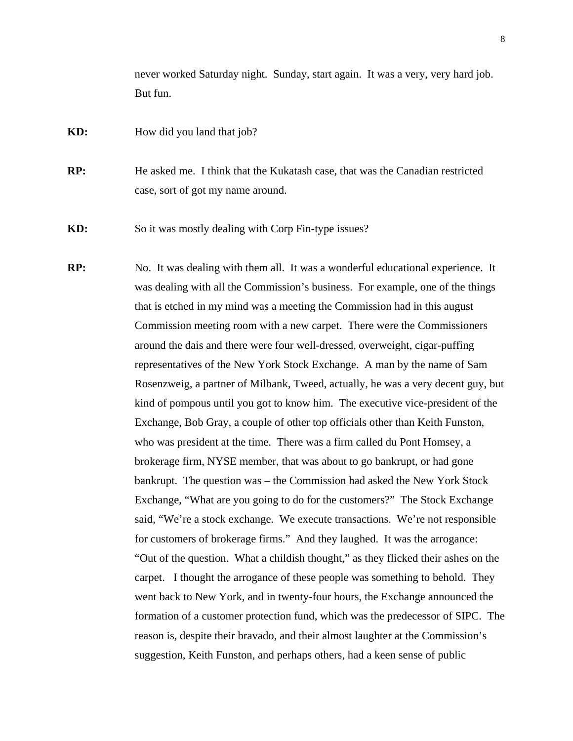never worked Saturday night. Sunday, start again. It was a very, very hard job. But fun.

**KD:** How did you land that job?

**RP:** He asked me. I think that the Kukatash case, that was the Canadian restricted case, sort of got my name around.

**KD:** So it was mostly dealing with Corp Fin-type issues?

**RP:** No. It was dealing with them all. It was a wonderful educational experience. It was dealing with all the Commission's business. For example, one of the things that is etched in my mind was a meeting the Commission had in this august Commission meeting room with a new carpet. There were the Commissioners around the dais and there were four well-dressed, overweight, cigar-puffing representatives of the New York Stock Exchange. A man by the name of Sam Rosenzweig, a partner of Milbank, Tweed, actually, he was a very decent guy, but kind of pompous until you got to know him. The executive vice-president of the Exchange, Bob Gray, a couple of other top officials other than Keith Funston, who was president at the time. There was a firm called du Pont Homsey, a brokerage firm, NYSE member, that was about to go bankrupt, or had gone bankrupt. The question was – the Commission had asked the New York Stock Exchange, "What are you going to do for the customers?" The Stock Exchange said, "We're a stock exchange. We execute transactions. We're not responsible for customers of brokerage firms." And they laughed. It was the arrogance: "Out of the question. What a childish thought," as they flicked their ashes on the carpet. I thought the arrogance of these people was something to behold. They went back to New York, and in twenty-four hours, the Exchange announced the formation of a customer protection fund, which was the predecessor of SIPC. The reason is, despite their bravado, and their almost laughter at the Commission's suggestion, Keith Funston, and perhaps others, had a keen sense of public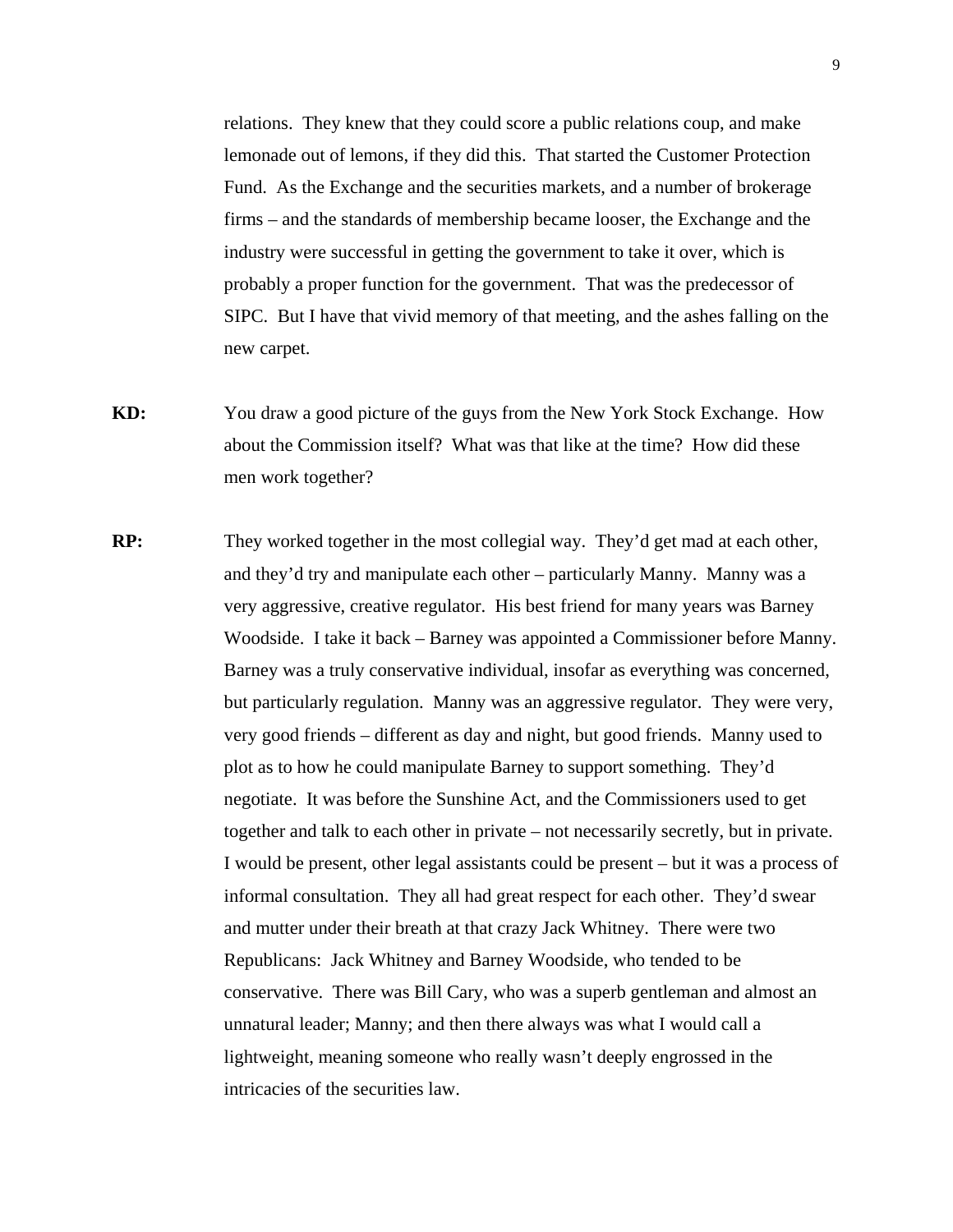relations. They knew that they could score a public relations coup, and make lemonade out of lemons, if they did this. That started the Customer Protection Fund. As the Exchange and the securities markets, and a number of brokerage firms – and the standards of membership became looser, the Exchange and the industry were successful in getting the government to take it over, which is probably a proper function for the government. That was the predecessor of SIPC. But I have that vivid memory of that meeting, and the ashes falling on the new carpet.

**KD:** You draw a good picture of the guys from the New York Stock Exchange. How about the Commission itself? What was that like at the time? How did these men work together?

**RP:** They worked together in the most collegial way. They'd get mad at each other, and they'd try and manipulate each other – particularly Manny. Manny was a very aggressive, creative regulator. His best friend for many years was Barney Woodside. I take it back – Barney was appointed a Commissioner before Manny. Barney was a truly conservative individual, insofar as everything was concerned, but particularly regulation. Manny was an aggressive regulator. They were very, very good friends – different as day and night, but good friends. Manny used to plot as to how he could manipulate Barney to support something. They'd negotiate. It was before the Sunshine Act, and the Commissioners used to get together and talk to each other in private – not necessarily secretly, but in private. I would be present, other legal assistants could be present – but it was a process of informal consultation. They all had great respect for each other. They'd swear and mutter under their breath at that crazy Jack Whitney. There were two Republicans: Jack Whitney and Barney Woodside, who tended to be conservative. There was Bill Cary, who was a superb gentleman and almost an unnatural leader; Manny; and then there always was what I would call a lightweight, meaning someone who really wasn't deeply engrossed in the intricacies of the securities law.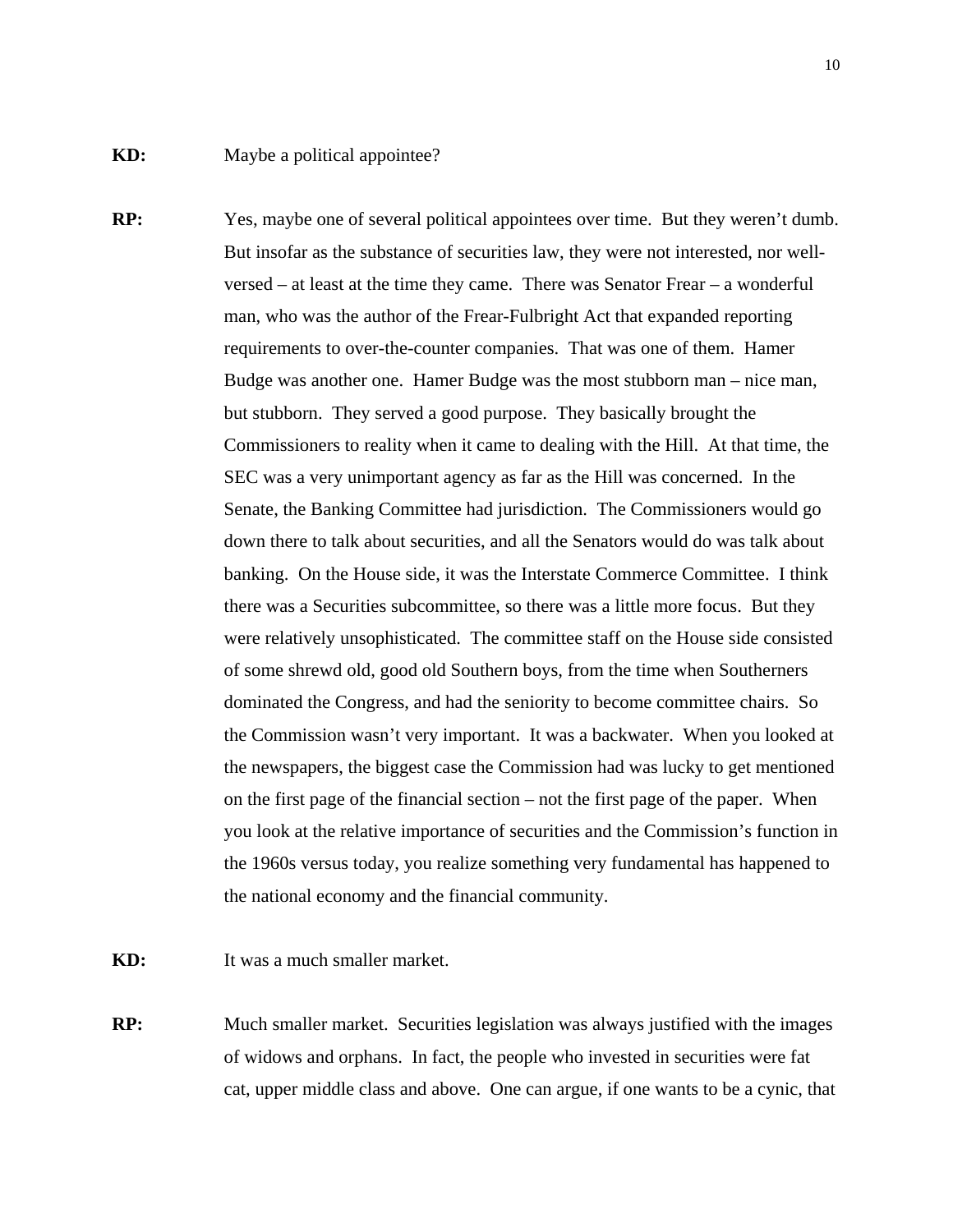**KD:** Maybe a political appointee?

**RP:** Yes, maybe one of several political appointees over time. But they weren't dumb. But insofar as the substance of securities law, they were not interested, nor well-versed – at least at the time they came. There was Senator Frear – a wonderful man, who was the author of the Frear-Fulbright Act that expanded reporting requirements to over-the-counter companies. That was one of them. Hamer Budge was another one. Hamer Budge was the most stubborn man – nice man, but stubborn. They served a good purpose. They basically brought the Commissioners to reality when it came to dealing with the Hill. At that time, the SEC was a very unimportant agency as far as the Hill was concerned. In the Senate, the Banking Committee had jurisdiction. The Commissioners would go down there to talk about securities, and all the Senators would do was talk about banking. On the House side, it was the Interstate Commerce Committee. I think there was a Securities subcommittee, so there was a little more focus. But they were relatively unsophisticated. The committee staff on the House side consisted of some shrewd old, good old Southern boys, from the time when Southerners dominated the Congress, and had the seniority to become committee chairs. So the Commission wasn't very important. It was a backwater. When you looked at the newspapers, the biggest case the Commission had was lucky to get mentioned on the first page of the financial section – not the first page of the paper. When you look at the relative importance of securities and the Commission's function in the 1960s versus today, you realize something very fundamental has happened to the national economy and the financial community.

**KD:** It was a much smaller market.

**RP:** Much smaller market. Securities legislation was always justified with the images of widows and orphans. In fact, the people who invested in securities were fat cat, upper middle class and above. One can argue, if one wants to be a cynic, that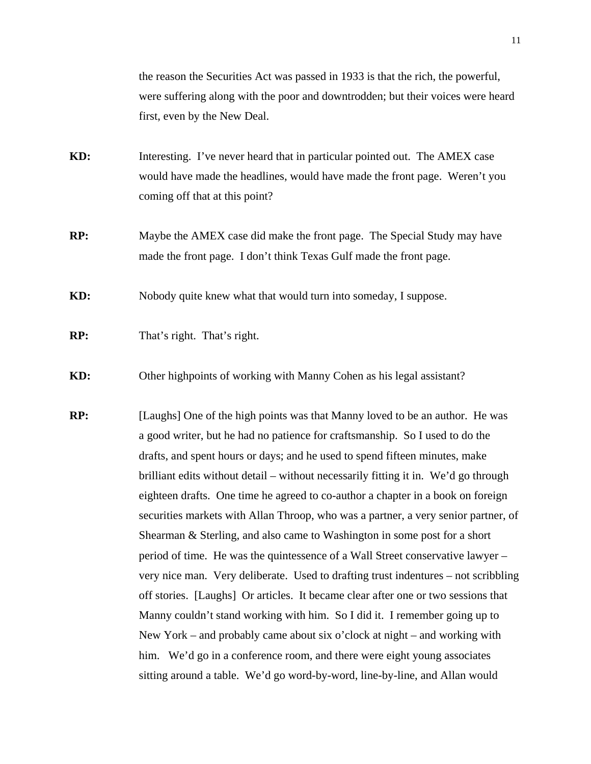the reason the Securities Act was passed in 1933 is that the rich, the powerful, were suffering along with the poor and downtrodden; but their voices were heard first, even by the New Deal.

**KD:** Interesting. I've never heard that in particular pointed out. The AMEX case would have made the headlines, would have made the front page. Weren't you coming off that at this point?

**RP:** Maybe the AMEX case did make the front page. The Special Study may have made the front page. I don't think Texas Gulf made the front page.

**KD:** Nobody quite knew what that would turn into someday, I suppose.

**RP:** That's right. That's right.

**KD:** Other highpoints of working with Manny Cohen as his legal assistant?

**RP:** [Laughs] One of the high points was that Manny loved to be an author. He was a good writer, but he had no patience for craftsmanship. So I used to do the drafts, and spent hours or days; and he used to spend fifteen minutes, make brilliant edits without detail – without necessarily fitting it in. We'd go through eighteen drafts. One time he agreed to co-author a chapter in a book on foreign securities markets with Allan Throop, who was a partner, a very senior partner, of Shearman & Sterling, and also came to Washington in some post for a short period of time. He was the quintessence of a Wall Street conservative lawyer – very nice man. Very deliberate. Used to drafting trust indentures – not scribbling off stories. [Laughs] Or articles. It became clear after one or two sessions that Manny couldn't stand working with him. So I did it. I remember going up to New York – and probably came about six o'clock at night – and working with him. We'd go in a conference room, and there were eight young associates sitting around a table. We'd go word-by-word, line-by-line, and Allan would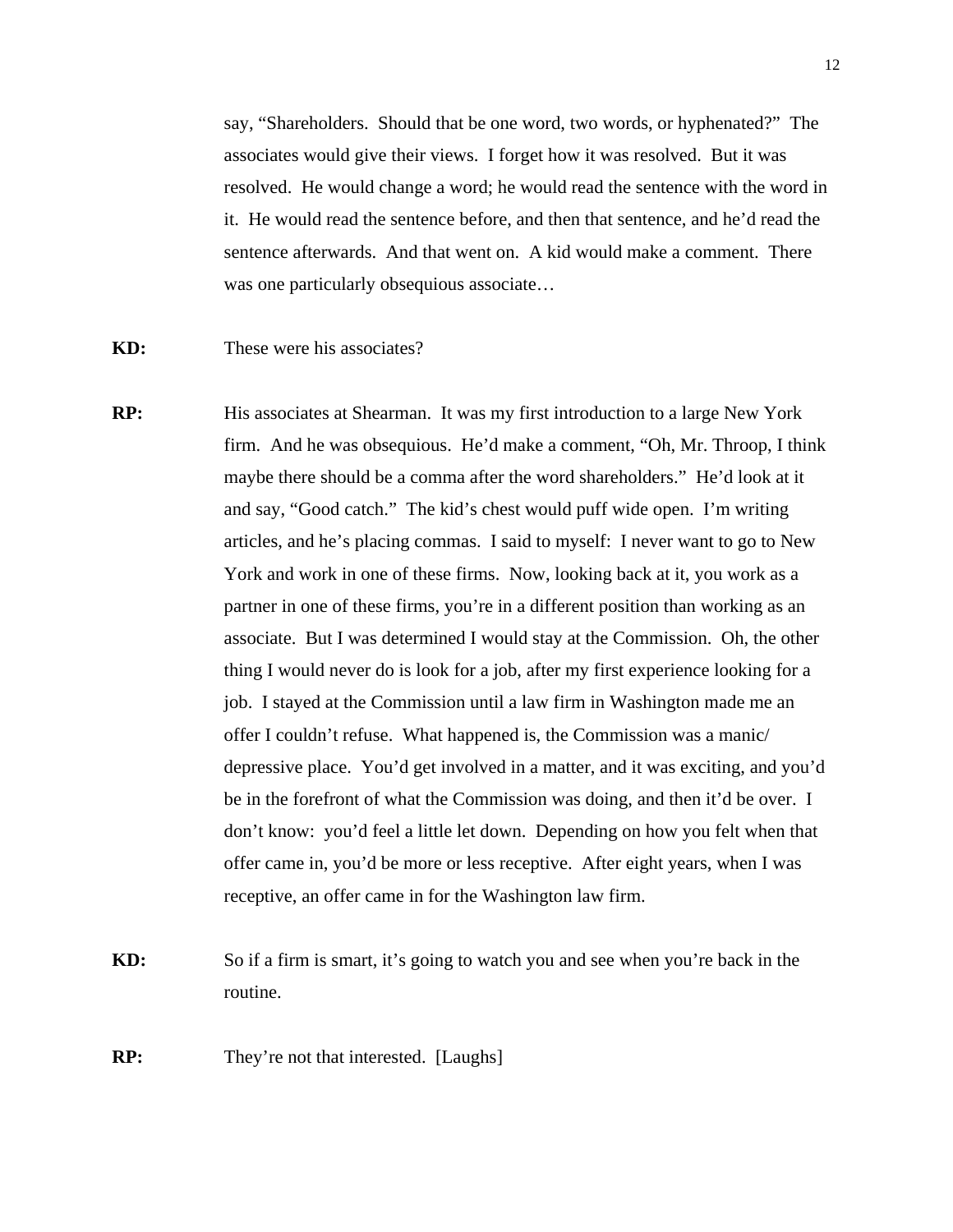say, "Shareholders. Should that be one word, two words, or hyphenated?" The associates would give their views. I forget how it was resolved. But it was resolved. He would change a word; he would read the sentence with the word in it. He would read the sentence before, and then that sentence, and he'd read the sentence afterwards. And that went on. A kid would make a comment. There was one particularly obsequious associate…

**KD:** These were his associates?

**RP:** His associates at Shearman. It was my first introduction to a large New York firm. And he was obsequious. He'd make a comment, "Oh, Mr. Throop, I think maybe there should be a comma after the word shareholders." He'd look at it and say, "Good catch." The kid's chest would puff wide open. I'm writing articles, and he's placing commas. I said to myself: I never want to go to New York and work in one of these firms. Now, looking back at it, you work as a partner in one of these firms, you're in a different position than working as an associate. But I was determined I would stay at the Commission. Oh, the other thing I would never do is look for a job, after my first experience looking for a job. I stayed at the Commission until a law firm in Washington made me an offer I couldn't refuse. What happened is, the Commission was a manic/depressive place. You'd get involved in a matter, and it was exciting, and you'd be in the forefront of what the Commission was doing, and then it'd be over. I don't know: you'd feel a little let down. Depending on how you felt when that offer came in, you'd be more or less receptive. After eight years, when I was receptive, an offer came in for the Washington law firm.

**KD:** So if a firm is smart, it's going to watch you and see when you're back in the routine.

**RP:** They're not that interested. [Laughs]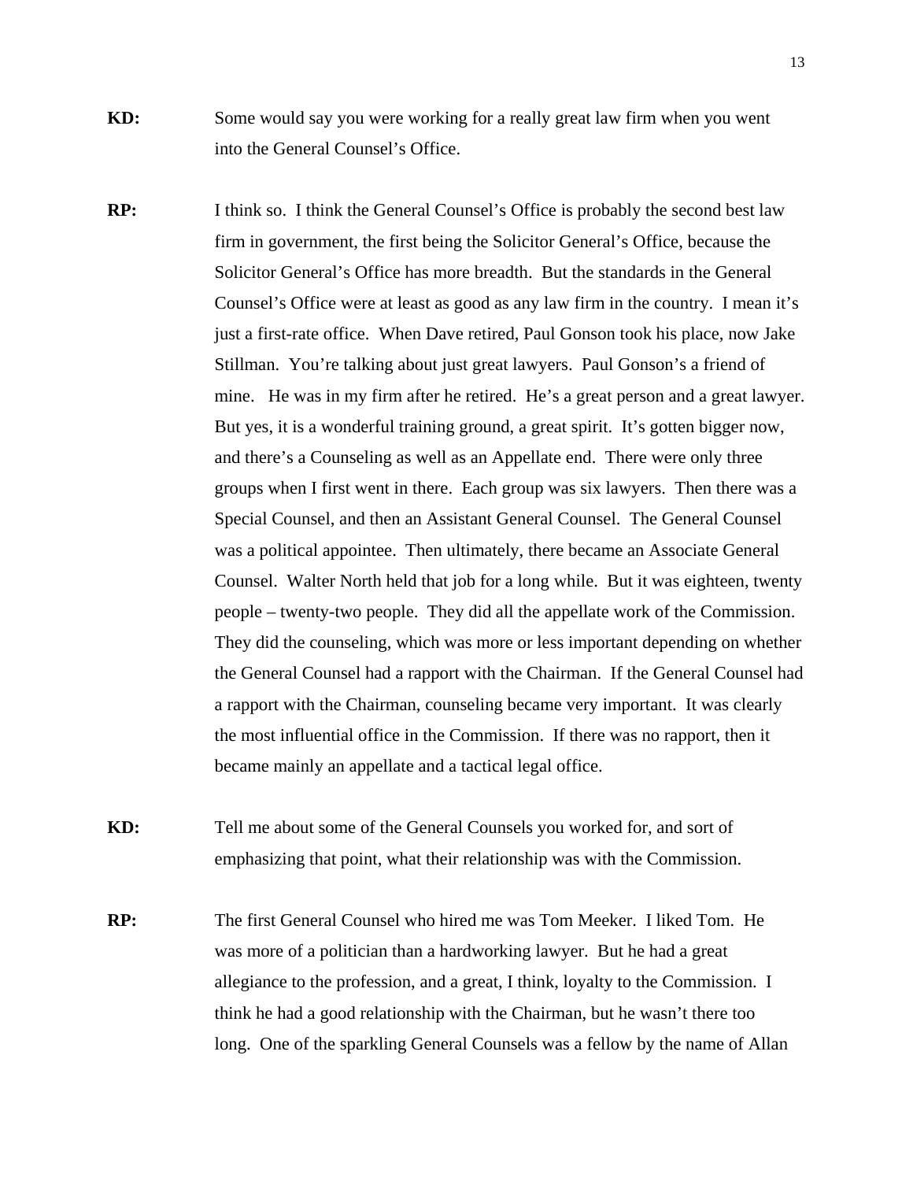**KD:** Some would say you were working for a really great law firm when you went into the General Counsel's Office.

**RP:** I think so. I think the General Counsel's Office is probably the second best law firm in government, the first being the Solicitor General's Office, because the Solicitor General's Office has more breadth. But the standards in the General Counsel's Office were at least as good as any law firm in the country. I mean it's just a first-rate office. When Dave retired, Paul Gonson took his place, now Jake Stillman. You're talking about just great lawyers. Paul Gonson's a friend of mine. He was in my firm after he retired. He's a great person and a great lawyer. But yes, it is a wonderful training ground, a great spirit. It's gotten bigger now, and there's a Counseling as well as an Appellate end. There were only three groups when I first went in there. Each group was six lawyers. Then there was a Special Counsel, and then an Assistant General Counsel. The General Counsel was a political appointee. Then ultimately, there became an Associate General Counsel. Walter North held that job for a long while. But it was eighteen, twenty people – twenty-two people. They did all the appellate work of the Commission. They did the counseling, which was more or less important depending on whether the General Counsel had a rapport with the Chairman. If the General Counsel had a rapport with the Chairman, counseling became very important. It was clearly the most influential office in the Commission. If there was no rapport, then it became mainly an appellate and a tactical legal office.

**KD:** Tell me about some of the General Counsels you worked for, and sort of emphasizing that point, what their relationship was with the Commission.

**RP:** The first General Counsel who hired me was Tom Meeker. I liked Tom. He was more of a politician than a hardworking lawyer. But he had a great allegiance to the profession, and a great, I think, loyalty to the Commission. I think he had a good relationship with the Chairman, but he wasn't there too long. One of the sparkling General Counsels was a fellow by the name of Allan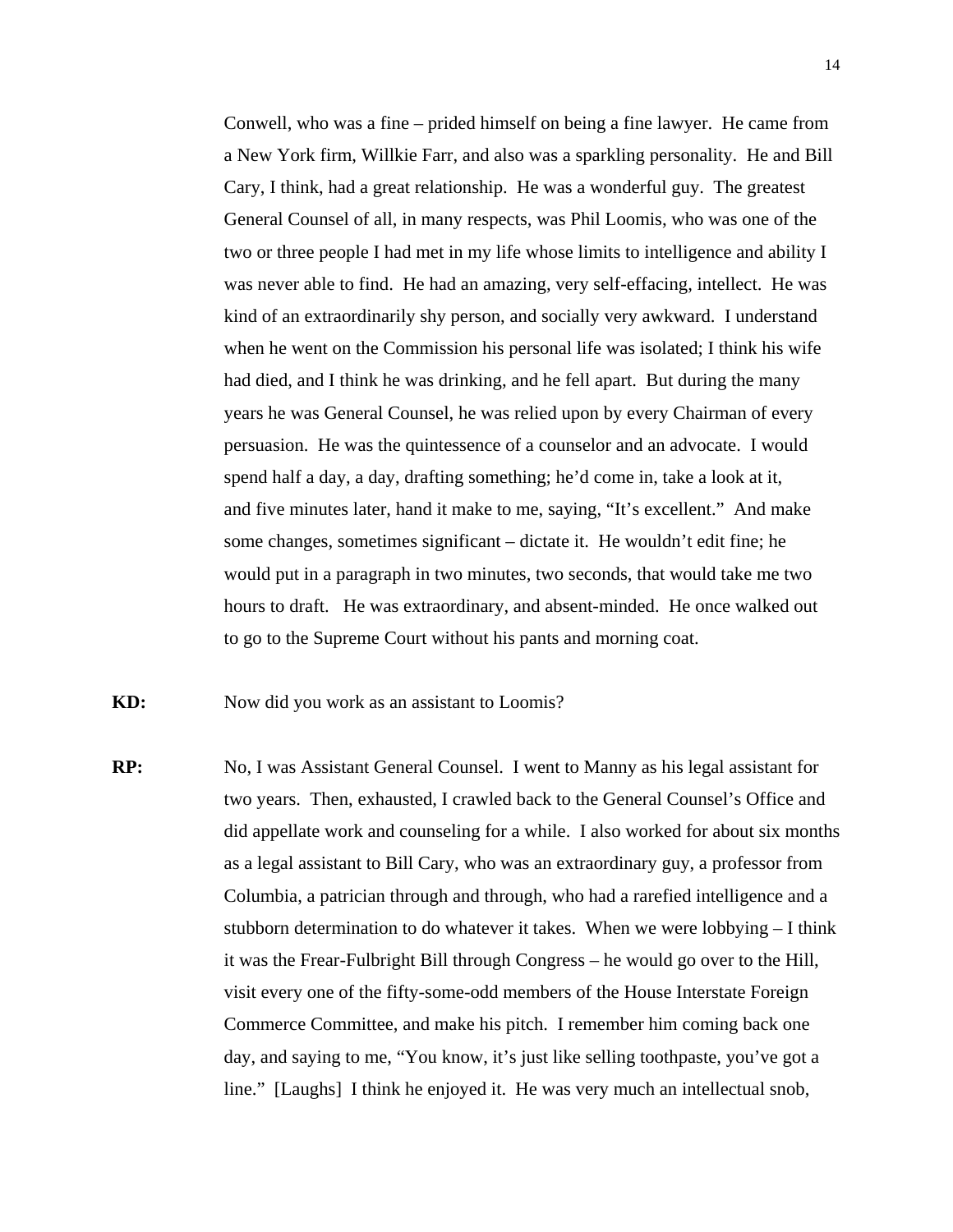Conwell, who was a fine – prided himself on being a fine lawyer. He came from a New York firm, Willkie Farr, and also was a sparkling personality. He and Bill Cary, I think, had a great relationship. He was a wonderful guy. The greatest General Counsel of all, in many respects, was Phil Loomis, who was one of the two or three people I had met in my life whose limits to intelligence and ability I was never able to find. He had an amazing, very self-effacing, intellect. He was kind of an extraordinarily shy person, and socially very awkward. I understand when he went on the Commission his personal life was isolated; I think his wife had died, and I think he was drinking, and he fell apart. But during the many years he was General Counsel, he was relied upon by every Chairman of every persuasion. He was the quintessence of a counselor and an advocate. I would spend half a day, a day, drafting something; he'd come in, take a look at it, and five minutes later, hand it make to me, saying, "It's excellent." And make some changes, sometimes significant – dictate it. He wouldn't edit fine; he would put in a paragraph in two minutes, two seconds, that would take me two hours to draft. He was extraordinary, and absent-minded. He once walked out to go to the Supreme Court without his pants and morning coat.

**KD:** Now did you work as an assistant to Loomis?

**RP:** No, I was Assistant General Counsel. I went to Manny as his legal assistant for two years. Then, exhausted, I crawled back to the General Counsel's Office and did appellate work and counseling for a while. I also worked for about six months as a legal assistant to Bill Cary, who was an extraordinary guy, a professor from Columbia, a patrician through and through, who had a rarefied intelligence and a stubborn determination to do whatever it takes. When we were lobbying – I think it was the Frear-Fulbright Bill through Congress – he would go over to the Hill, visit every one of the fifty-some-odd members of the House Interstate Foreign Commerce Committee, and make his pitch. I remember him coming back one day, and saying to me, "You know, it's just like selling toothpaste, you've got a line." [Laughs] I think he enjoyed it. He was very much an intellectual snob,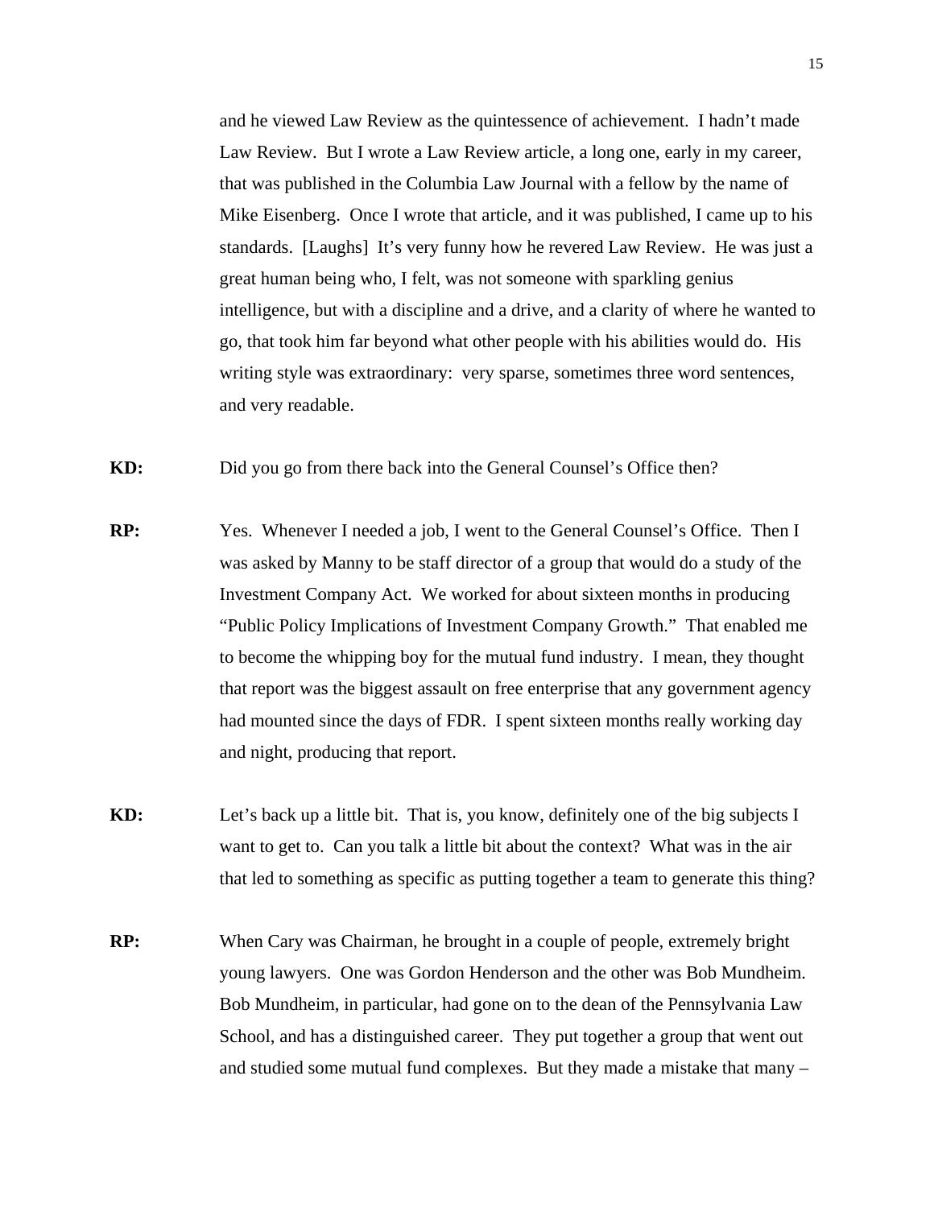and he viewed Law Review as the quintessence of achievement. I hadn't made Law Review. But I wrote a Law Review article, a long one, early in my career, that was published in the Columbia Law Journal with a fellow by the name of Mike Eisenberg. Once I wrote that article, and it was published, I came up to his standards. [Laughs] It's very funny how he revered Law Review. He was just a great human being who, I felt, was not someone with sparkling genius intelligence, but with a discipline and a drive, and a clarity of where he wanted to go, that took him far beyond what other people with his abilities would do. His writing style was extraordinary: very sparse, sometimes three word sentences, and very readable.

**KD:** Did you go from there back into the General Counsel's Office then?

**RP:** Yes. Whenever I needed a job, I went to the General Counsel's Office. Then I was asked by Manny to be staff director of a group that would do a study of the Investment Company Act. We worked for about sixteen months in producing "Public Policy Implications of Investment Company Growth." That enabled me to become the whipping boy for the mutual fund industry. I mean, they thought that report was the biggest assault on free enterprise that any government agency had mounted since the days of FDR. I spent sixteen months really working day and night, producing that report.

**KD:** Let's back up a little bit. That is, you know, definitely one of the big subjects I want to get to. Can you talk a little bit about the context? What was in the air that led to something as specific as putting together a team to generate this thing?

**RP:** When Cary was Chairman, he brought in a couple of people, extremely bright young lawyers. One was Gordon Henderson and the other was Bob Mundheim. Bob Mundheim, in particular, had gone on to the dean of the Pennsylvania Law School, and has a distinguished career. They put together a group that went out and studied some mutual fund complexes. But they made a mistake that many –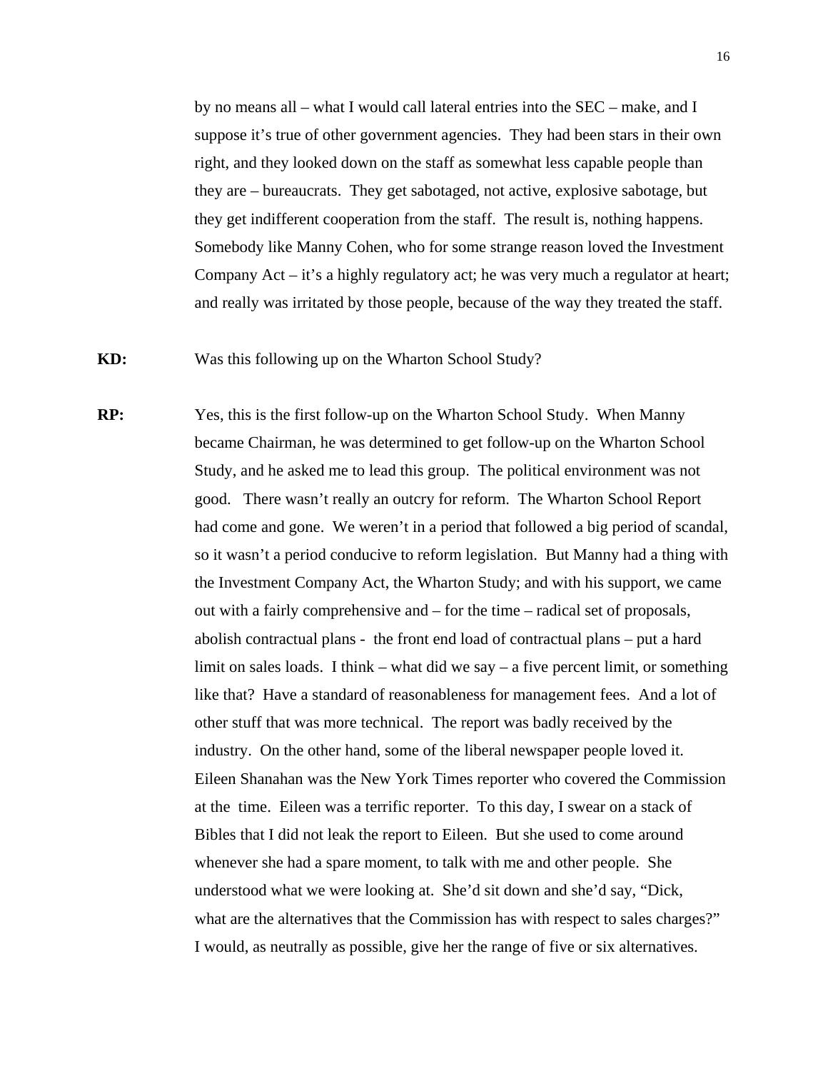by no means all – what I would call lateral entries into the SEC – make, and I suppose it's true of other government agencies. They had been stars in their own right, and they looked down on the staff as somewhat less capable people than they are – bureaucrats. They get sabotaged, not active, explosive sabotage, but they get indifferent cooperation from the staff. The result is, nothing happens. Somebody like Manny Cohen, who for some strange reason loved the Investment Company Act – it's a highly regulatory act; he was very much a regulator at heart; and really was irritated by those people, because of the way they treated the staff.

**KD:** Was this following up on the Wharton School Study?

**RP:** Yes, this is the first follow-up on the Wharton School Study. When Manny became Chairman, he was determined to get follow-up on the Wharton School Study, and he asked me to lead this group. The political environment was not good. There wasn't really an outcry for reform. The Wharton School Report had come and gone. We weren't in a period that followed a big period of scandal, so it wasn't a period conducive to reform legislation. But Manny had a thing with the Investment Company Act, the Wharton Study; and with his support, we came out with a fairly comprehensive and – for the time – radical set of proposals, abolish contractual plans - the front end load of contractual plans – put a hard limit on sales loads. I think – what did we say – a five percent limit, or something like that? Have a standard of reasonableness for management fees. And a lot of other stuff that was more technical. The report was badly received by the industry. On the other hand, some of the liberal newspaper people loved it. Eileen Shanahan was the New York Times reporter who covered the Commission at the time. Eileen was a terrific reporter. To this day, I swear on a stack of Bibles that I did not leak the report to Eileen. But she used to come around whenever she had a spare moment, to talk with me and other people. She understood what we were looking at. She'd sit down and she'd say, "Dick, what are the alternatives that the Commission has with respect to sales charges?" I would, as neutrally as possible, give her the range of five or six alternatives.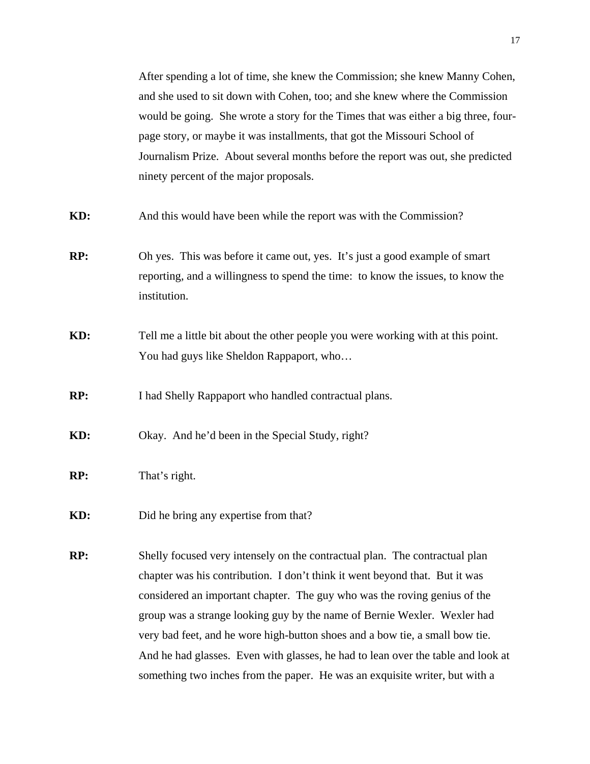After spending a lot of time, she knew the Commission; she knew Manny Cohen, and she used to sit down with Cohen, too; and she knew where the Commission would be going. She wrote a story for the Times that was either a big three, four-page story, or maybe it was installments, that got the Missouri School of Journalism Prize. About several months before the report was out, she predicted ninety percent of the major proposals.

**KD:** And this would have been while the report was with the Commission?

**RP:** Oh yes. This was before it came out, yes. It's just a good example of smart reporting, and a willingness to spend the time: to know the issues, to know the institution.

**KD:** Tell me a little bit about the other people you were working with at this point. You had guys like Sheldon Rappaport, who…

**RP:** I had Shelly Rappaport who handled contractual plans.

**KD:** Okay. And he'd been in the Special Study, right?

**RP:** That's right.

**KD:** Did he bring any expertise from that?

**RP:** Shelly focused very intensely on the contractual plan. The contractual plan chapter was his contribution. I don't think it went beyond that. But it was considered an important chapter. The guy who was the roving genius of the group was a strange looking guy by the name of Bernie Wexler. Wexler had very bad feet, and he wore high-button shoes and a bow tie, a small bow tie. And he had glasses. Even with glasses, he had to lean over the table and look at something two inches from the paper. He was an exquisite writer, but with a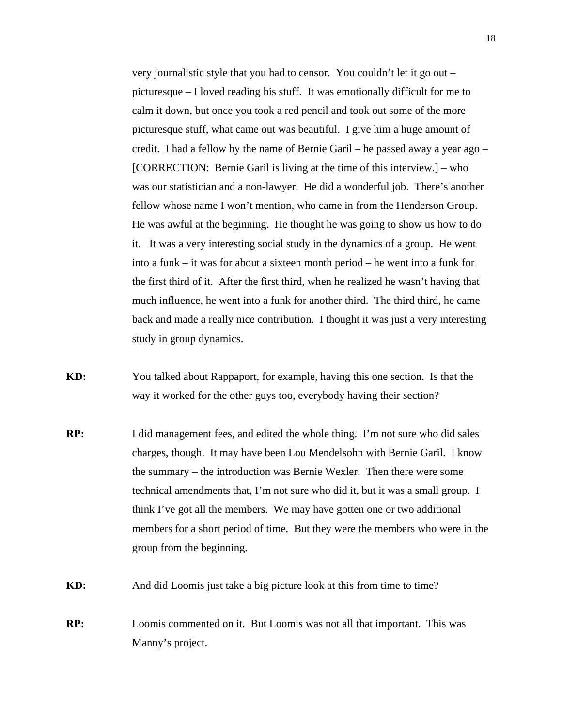very journalistic style that you had to censor. You couldn't let it go out – picturesque – I loved reading his stuff. It was emotionally difficult for me to calm it down, but once you took a red pencil and took out some of the more picturesque stuff, what came out was beautiful. I give him a huge amount of credit. I had a fellow by the name of Bernie Garil – he passed away a year ago – [CORRECTION: Bernie Garil is living at the time of this interview.] – who was our statistician and a non-lawyer. He did a wonderful job. There's another fellow whose name I won't mention, who came in from the Henderson Group. He was awful at the beginning. He thought he was going to show us how to do it. It was a very interesting social study in the dynamics of a group. He went into a funk – it was for about a sixteen month period – he went into a funk for the first third of it. After the first third, when he realized he wasn't having that much influence, he went into a funk for another third. The third third, he came back and made a really nice contribution. I thought it was just a very interesting study in group dynamics.

**KD:** You talked about Rappaport, for example, having this one section. Is that the way it worked for the other guys too, everybody having their section?

**RP:** I did management fees, and edited the whole thing. I'm not sure who did sales charges, though. It may have been Lou Mendelsohn with Bernie Garil. I know the summary – the introduction was Bernie Wexler. Then there were some technical amendments that, I'm not sure who did it, but it was a small group. I think I've got all the members. We may have gotten one or two additional members for a short period of time. But they were the members who were in the group from the beginning.

**KD:** And did Loomis just take a big picture look at this from time to time?

**RP:** Loomis commented on it. But Loomis was not all that important. This was Manny's project.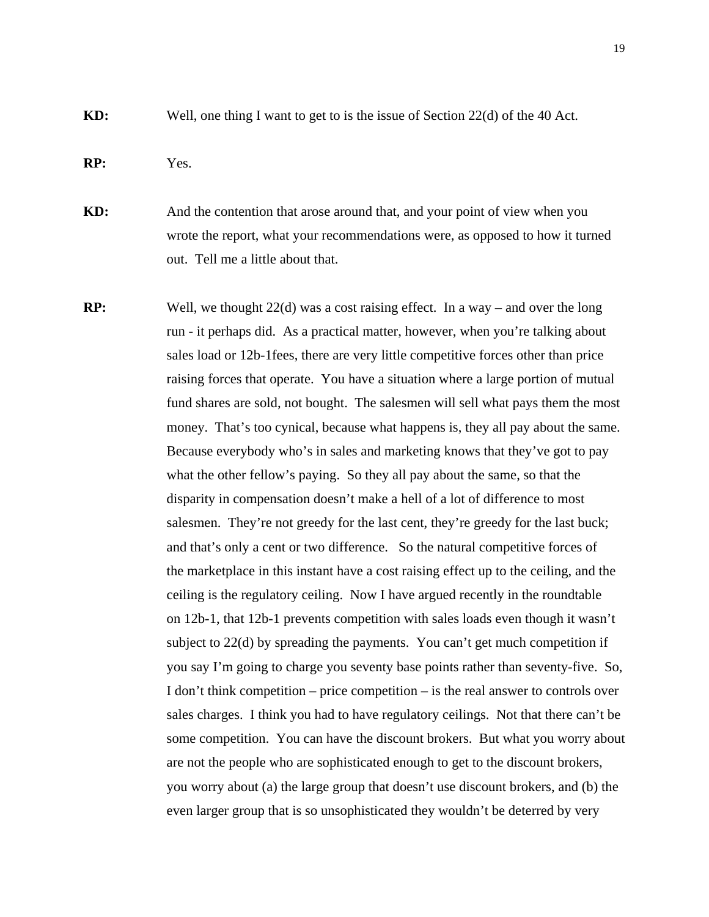**KD:** Well, one thing I want to get to is the issue of Section 22(d) of the 40 Act.

**RP:** Yes.

**KD:** And the contention that arose around that, and your point of view when you wrote the report, what your recommendations were, as opposed to how it turned out. Tell me a little about that.

**RP:** Well, we thought 22(d) was a cost raising effect. In a way – and over the long run - it perhaps did. As a practical matter, however, when you're talking about sales load or 12b-1fees, there are very little competitive forces other than price raising forces that operate. You have a situation where a large portion of mutual fund shares are sold, not bought. The salesmen will sell what pays them the most money. That's too cynical, because what happens is, they all pay about the same. Because everybody who's in sales and marketing knows that they've got to pay what the other fellow's paying. So they all pay about the same, so that the disparity in compensation doesn't make a hell of a lot of difference to most salesmen. They're not greedy for the last cent, they're greedy for the last buck; and that's only a cent or two difference. So the natural competitive forces of the marketplace in this instant have a cost raising effect up to the ceiling, and the ceiling is the regulatory ceiling. Now I have argued recently in the roundtable on 12b-1, that 12b-1 prevents competition with sales loads even though it wasn't subject to 22(d) by spreading the payments. You can't get much competition if you say I'm going to charge you seventy base points rather than seventy-five. So, I don't think competition – price competition – is the real answer to controls over sales charges. I think you had to have regulatory ceilings. Not that there can't be some competition. You can have the discount brokers. But what you worry about are not the people who are sophisticated enough to get to the discount brokers, you worry about (a) the large group that doesn't use discount brokers, and (b) the even larger group that is so unsophisticated they wouldn't be deterred by very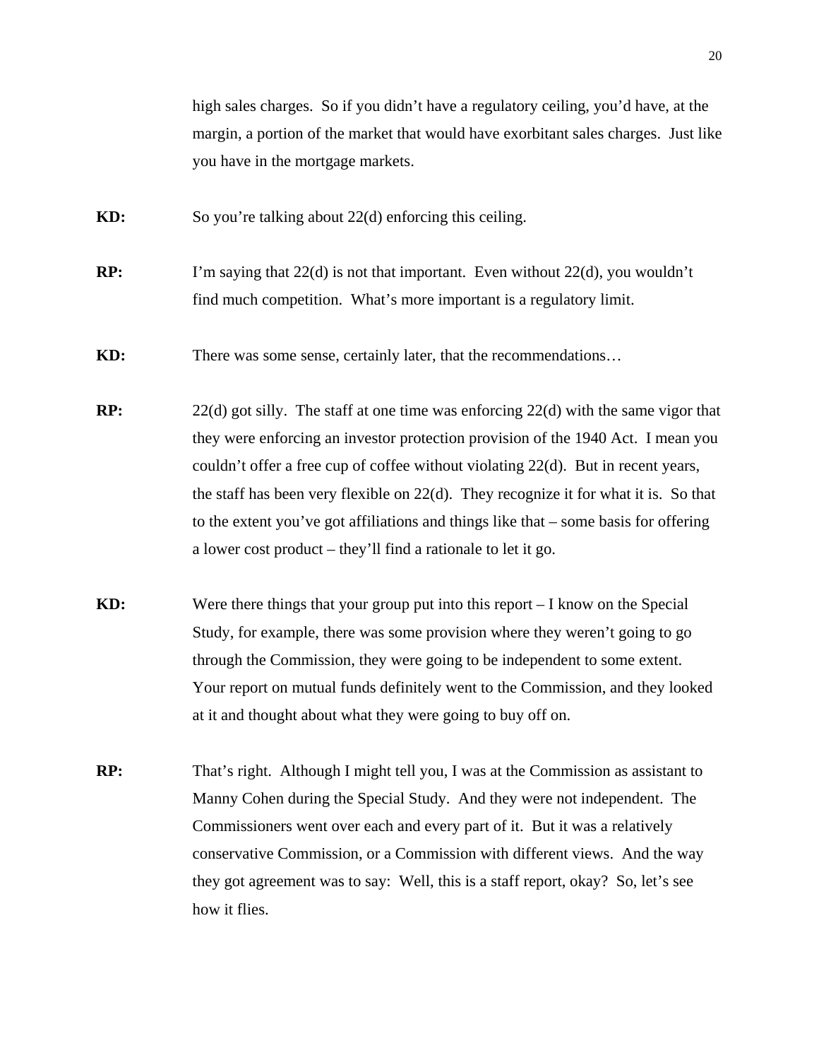high sales charges. So if you didn't have a regulatory ceiling, you'd have, at the margin, a portion of the market that would have exorbitant sales charges. Just like you have in the mortgage markets.

**KD:** So you're talking about 22(d) enforcing this ceiling.

**RP:** I'm saying that 22(d) is not that important. Even without 22(d), you wouldn't find much competition. What's more important is a regulatory limit.

**KD:** There was some sense, certainly later, that the recommendations…

**RP:** 22(d) got silly. The staff at one time was enforcing 22(d) with the same vigor that they were enforcing an investor protection provision of the 1940 Act. I mean you couldn't offer a free cup of coffee without violating 22(d). But in recent years, the staff has been very flexible on 22(d). They recognize it for what it is. So that to the extent you've got affiliations and things like that – some basis for offering a lower cost product – they'll find a rationale to let it go.

**KD:** Were there things that your group put into this report – I know on the Special Study, for example, there was some provision where they weren't going to go through the Commission, they were going to be independent to some extent. Your report on mutual funds definitely went to the Commission, and they looked at it and thought about what they were going to buy off on.

**RP:** That's right. Although I might tell you, I was at the Commission as assistant to Manny Cohen during the Special Study. And they were not independent. The Commissioners went over each and every part of it. But it was a relatively conservative Commission, or a Commission with different views. And the way they got agreement was to say: Well, this is a staff report, okay? So, let's see how it flies.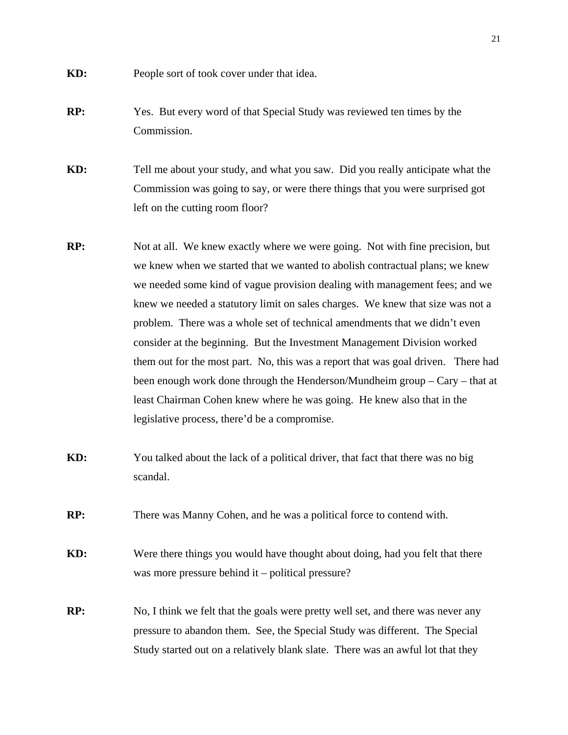**KD:** People sort of took cover under that idea.

**RP:** Yes. But every word of that Special Study was reviewed ten times by the Commission.

**KD:** Tell me about your study, and what you saw. Did you really anticipate what the Commission was going to say, or were there things that you were surprised got left on the cutting room floor?

**RP:** Not at all. We knew exactly where we were going. Not with fine precision, but we knew when we started that we wanted to abolish contractual plans; we knew we needed some kind of vague provision dealing with management fees; and we knew we needed a statutory limit on sales charges. We knew that size was not a problem. There was a whole set of technical amendments that we didn't even consider at the beginning. But the Investment Management Division worked them out for the most part. No, this was a report that was goal driven. There had been enough work done through the Henderson/Mundheim group – Cary – that at least Chairman Cohen knew where he was going. He knew also that in the legislative process, there'd be a compromise.

**KD:** You talked about the lack of a political driver, that fact that there was no big scandal.

**RP:** There was Manny Cohen, and he was a political force to contend with.

**KD:** Were there things you would have thought about doing, had you felt that there was more pressure behind it – political pressure?

**RP:** No, I think we felt that the goals were pretty well set, and there was never any pressure to abandon them. See, the Special Study was different. The Special Study started out on a relatively blank slate. There was an awful lot that they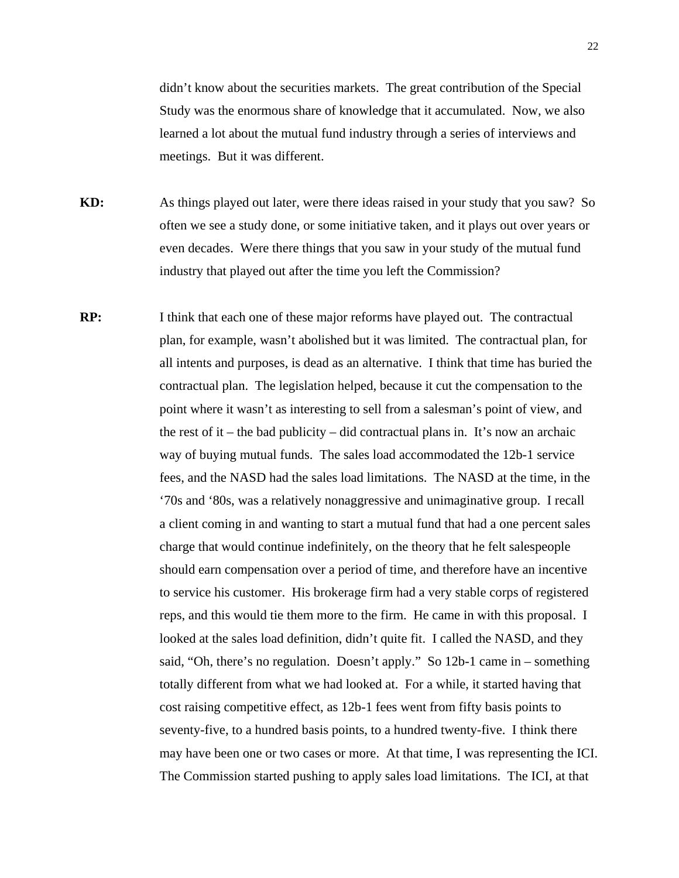didn't know about the securities markets. The great contribution of the Special Study was the enormous share of knowledge that it accumulated. Now, we also learned a lot about the mutual fund industry through a series of interviews and meetings. But it was different.

**KD:** As things played out later, were there ideas raised in your study that you saw? So often we see a study done, or some initiative taken, and it plays out over years or even decades. Were there things that you saw in your study of the mutual fund industry that played out after the time you left the Commission?

**RP:** I think that each one of these major reforms have played out. The contractual plan, for example, wasn't abolished but it was limited. The contractual plan, for all intents and purposes, is dead as an alternative. I think that time has buried the contractual plan. The legislation helped, because it cut the compensation to the point where it wasn't as interesting to sell from a salesman's point of view, and the rest of it – the bad publicity – did contractual plans in. It's now an archaic way of buying mutual funds. The sales load accommodated the 12b-1 service fees, and the NASD had the sales load limitations. The NASD at the time, in the '70s and '80s, was a relatively nonaggressive and unimaginative group. I recall a client coming in and wanting to start a mutual fund that had a one percent sales charge that would continue indefinitely, on the theory that he felt salespeople should earn compensation over a period of time, and therefore have an incentive to service his customer. His brokerage firm had a very stable corps of registered reps, and this would tie them more to the firm. He came in with this proposal. I looked at the sales load definition, didn't quite fit. I called the NASD, and they said, "Oh, there's no regulation. Doesn't apply." So 12b-1 came in – something totally different from what we had looked at. For a while, it started having that cost raising competitive effect, as 12b-1 fees went from fifty basis points to seventy-five, to a hundred basis points, to a hundred twenty-five. I think there may have been one or two cases or more. At that time, I was representing the ICI. The Commission started pushing to apply sales load limitations. The ICI, at that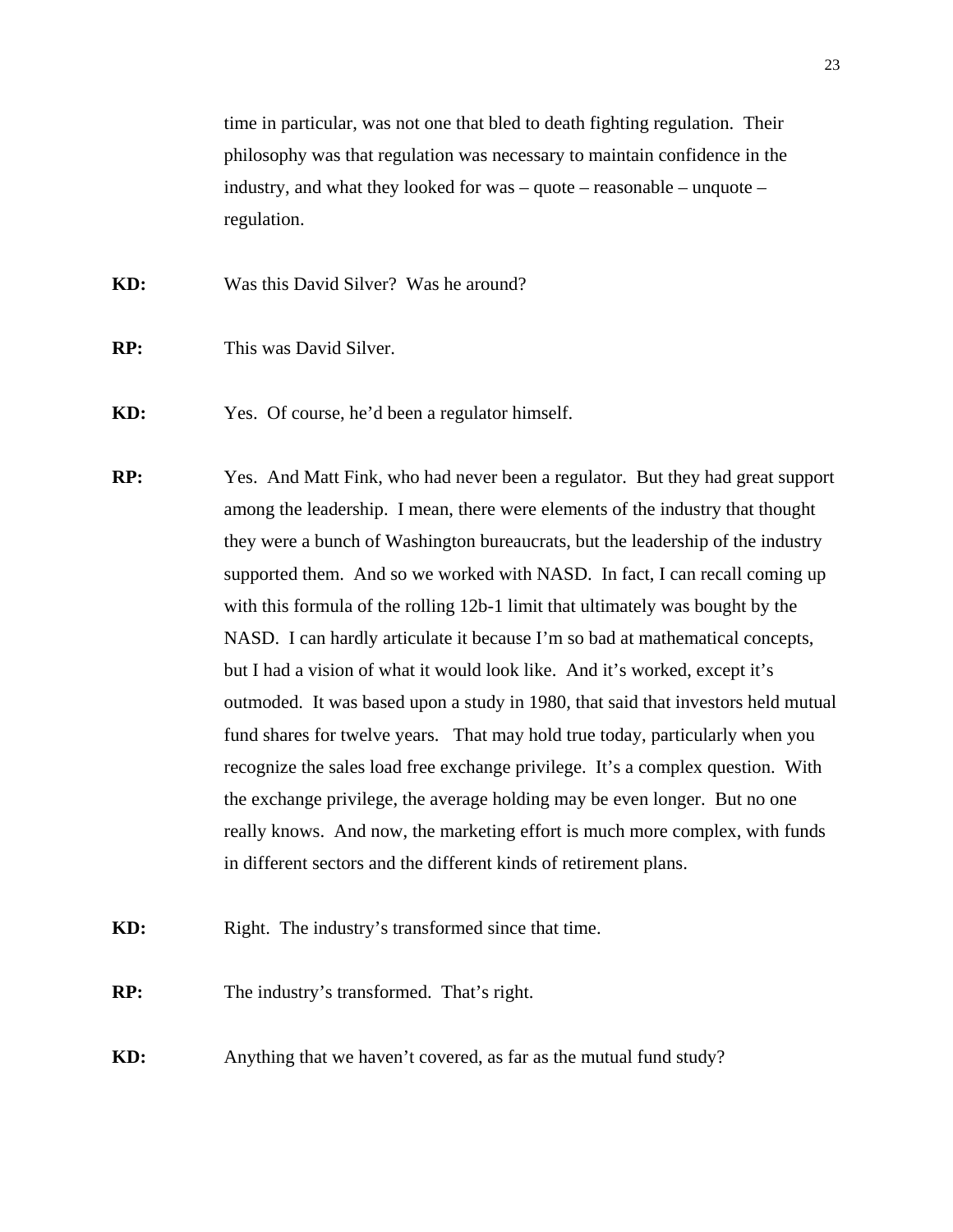time in particular, was not one that bled to death fighting regulation. Their philosophy was that regulation was necessary to maintain confidence in the industry, and what they looked for was – quote – reasonable – unquote – regulation.

**KD:** Was this David Silver? Was he around?

**RP:** This was David Silver.

**KD:** Yes. Of course, he'd been a regulator himself.

**RP:** Yes. And Matt Fink, who had never been a regulator. But they had great support among the leadership. I mean, there were elements of the industry that thought they were a bunch of Washington bureaucrats, but the leadership of the industry supported them. And so we worked with NASD. In fact, I can recall coming up with this formula of the rolling 12b-1 limit that ultimately was bought by the NASD. I can hardly articulate it because I'm so bad at mathematical concepts, but I had a vision of what it would look like. And it's worked, except it's outmoded. It was based upon a study in 1980, that said that investors held mutual fund shares for twelve years. That may hold true today, particularly when you recognize the sales load free exchange privilege. It's a complex question. With the exchange privilege, the average holding may be even longer. But no one really knows. And now, the marketing effort is much more complex, with funds in different sectors and the different kinds of retirement plans.

**KD:** Right. The industry's transformed since that time.

**RP:** The industry's transformed. That's right.

**KD:** Anything that we haven't covered, as far as the mutual fund study?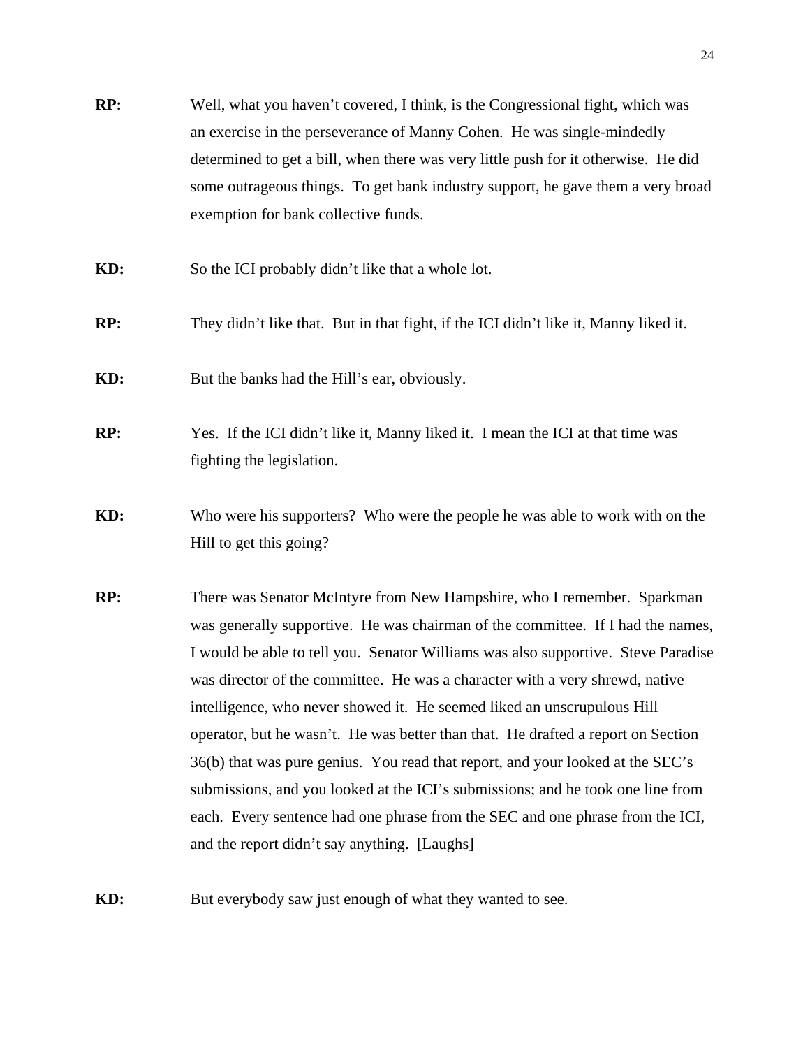**RP:** Well, what you haven't covered, I think, is the Congressional fight, which was an exercise in the perseverance of Manny Cohen. He was single-mindedly determined to get a bill, when there was very little push for it otherwise. He did some outrageous things. To get bank industry support, he gave them a very broad exemption for bank collective funds.

**KD:** So the ICI probably didn't like that a whole lot.

**RP:** They didn't like that. But in that fight, if the ICI didn't like it, Manny liked it.

**KD:** But the banks had the Hill's ear, obviously.

**RP:** Yes. If the ICI didn't like it, Manny liked it. I mean the ICI at that time was fighting the legislation.

**KD:** Who were his supporters? Who were the people he was able to work with on the Hill to get this going?

**RP:** There was Senator McIntyre from New Hampshire, who I remember. Sparkman was generally supportive. He was chairman of the committee. If I had the names, I would be able to tell you. Senator Williams was also supportive. Steve Paradise was director of the committee. He was a character with a very shrewd, native intelligence, who never showed it. He seemed liked an unscrupulous Hill operator, but he wasn't. He was better than that. He drafted a report on Section 36(b) that was pure genius. You read that report, and your looked at the SEC's submissions, and you looked at the ICI's submissions; and he took one line from each. Every sentence had one phrase from the SEC and one phrase from the ICI, and the report didn't say anything. [Laughs]

**KD:** But everybody saw just enough of what they wanted to see.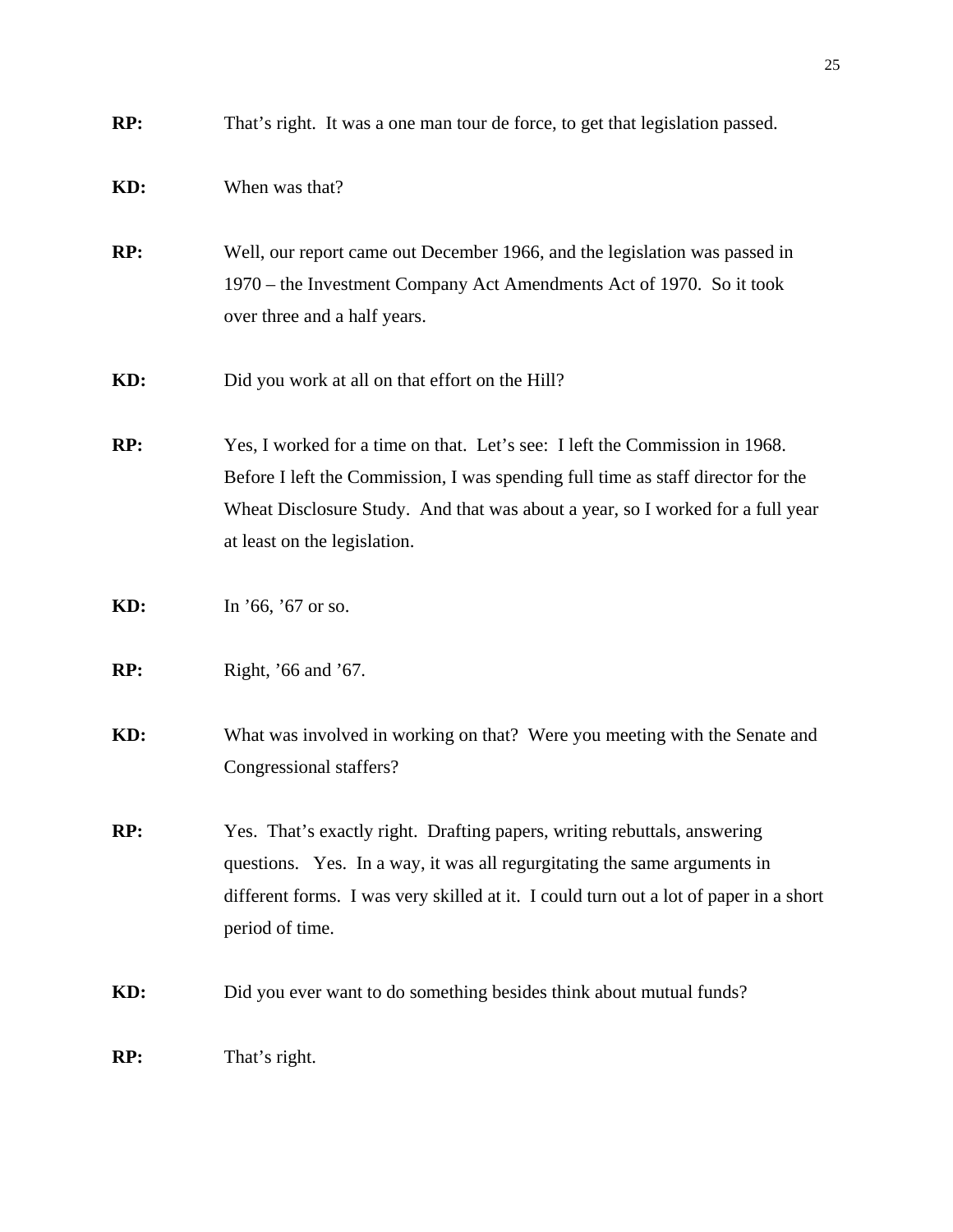**RP:** That's right. It was a one man tour de force, to get that legislation passed.

**KD:** When was that?

**RP:** Well, our report came out December 1966, and the legislation was passed in 1970 – the Investment Company Act Amendments Act of 1970. So it took over three and a half years.

**KD:** Did you work at all on that effort on the Hill?

**RP:** Yes, I worked for a time on that. Let's see: I left the Commission in 1968. Before I left the Commission, I was spending full time as staff director for the Wheat Disclosure Study. And that was about a year, so I worked for a full year at least on the legislation.

**KD:** In '66, '67 or so.

**RP:** Right, '66 and '67.

**KD:** What was involved in working on that? Were you meeting with the Senate and Congressional staffers?

**RP:** Yes. That's exactly right. Drafting papers, writing rebuttals, answering questions. Yes. In a way, it was all regurgitating the same arguments in different forms. I was very skilled at it. I could turn out a lot of paper in a short period of time.

**KD:** Did you ever want to do something besides think about mutual funds?

**RP:** That's right.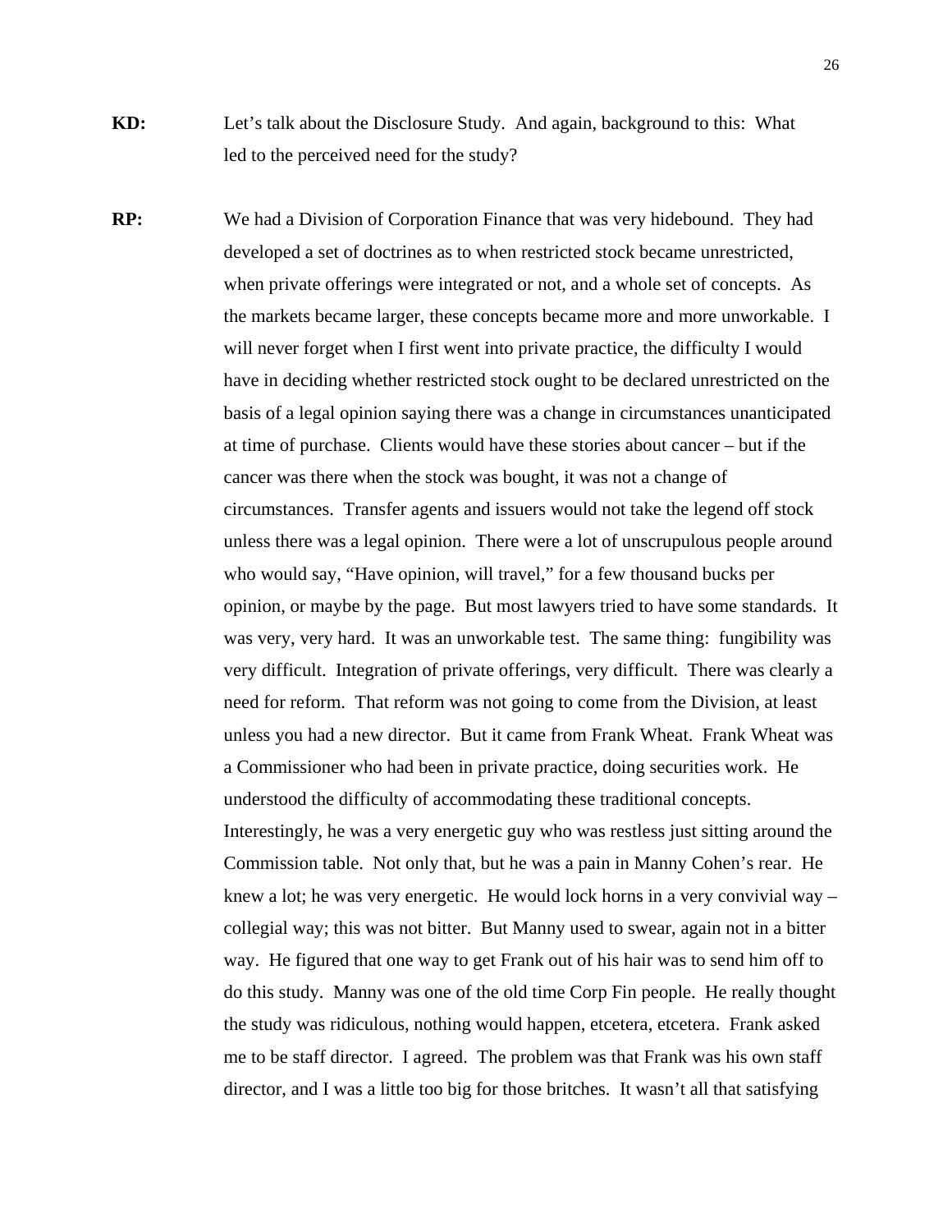**KD:** Let's talk about the Disclosure Study. And again, background to this: What led to the perceived need for the study?

**RP:** We had a Division of Corporation Finance that was very hidebound. They had developed a set of doctrines as to when restricted stock became unrestricted, when private offerings were integrated or not, and a whole set of concepts. As the markets became larger, these concepts became more and more unworkable. I will never forget when I first went into private practice, the difficulty I would have in deciding whether restricted stock ought to be declared unrestricted on the basis of a legal opinion saying there was a change in circumstances unanticipated at time of purchase. Clients would have these stories about cancer – but if the cancer was there when the stock was bought, it was not a change of circumstances. Transfer agents and issuers would not take the legend off stock unless there was a legal opinion. There were a lot of unscrupulous people around who would say, "Have opinion, will travel," for a few thousand bucks per opinion, or maybe by the page. But most lawyers tried to have some standards. It was very, very hard. It was an unworkable test. The same thing: fungibility was very difficult. Integration of private offerings, very difficult. There was clearly a need for reform. That reform was not going to come from the Division, at least unless you had a new director. But it came from Frank Wheat. Frank Wheat was a Commissioner who had been in private practice, doing securities work. He understood the difficulty of accommodating these traditional concepts. Interestingly, he was a very energetic guy who was restless just sitting around the Commission table. Not only that, but he was a pain in Manny Cohen's rear. He knew a lot; he was very energetic. He would lock horns in a very convivial way – collegial way; this was not bitter. But Manny used to swear, again not in a bitter way. He figured that one way to get Frank out of his hair was to send him off to do this study. Manny was one of the old time Corp Fin people. He really thought the study was ridiculous, nothing would happen, etcetera, etcetera. Frank asked me to be staff director. I agreed. The problem was that Frank was his own staff director, and I was a little too big for those britches. It wasn't all that satisfying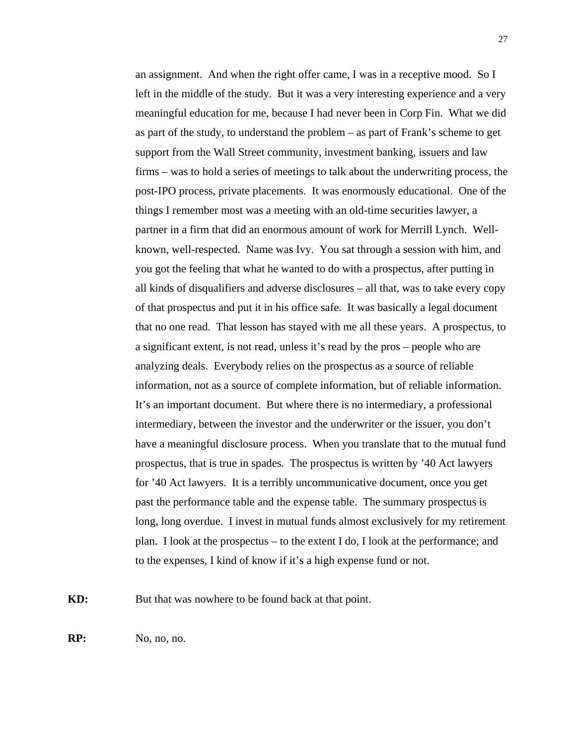an assignment. And when the right offer came, I was in a receptive mood. So I left in the middle of the study. But it was a very interesting experience and a very meaningful education for me, because I had never been in Corp Fin. What we did as part of the study, to understand the problem – as part of Frank's scheme to get support from the Wall Street community, investment banking, issuers and law firms – was to hold a series of meetings to talk about the underwriting process, the post-IPO process, private placements. It was enormously educational. One of the things I remember most was a meeting with an old-time securities lawyer, a partner in a firm that did an enormous amount of work for Merrill Lynch. Well-known, well-respected. Name was Ivy. You sat through a session with him, and you got the feeling that what he wanted to do with a prospectus, after putting in all kinds of disqualifiers and adverse disclosures – all that, was to take every copy of that prospectus and put it in his office safe. It was basically a legal document that no one read. That lesson has stayed with me all these years. A prospectus, to a significant extent, is not read, unless it's read by the pros – people who are analyzing deals. Everybody relies on the prospectus as a source of reliable information, not as a source of complete information, but of reliable information. It's an important document. But where there is no intermediary, a professional intermediary, between the investor and the underwriter or the issuer, you don't have a meaningful disclosure process. When you translate that to the mutual fund prospectus, that is true in spades. The prospectus is written by '40 Act lawyers for '40 Act lawyers. It is a terribly uncommunicative document, once you get past the performance table and the expense table. The summary prospectus is long, long overdue. I invest in mutual funds almost exclusively for my retirement plan. I look at the prospectus – to the extent I do, I look at the performance; and to the expenses, I kind of know if it's a high expense fund or not.

**KD:** But that was nowhere to be found back at that point.

**RP:** No, no, no.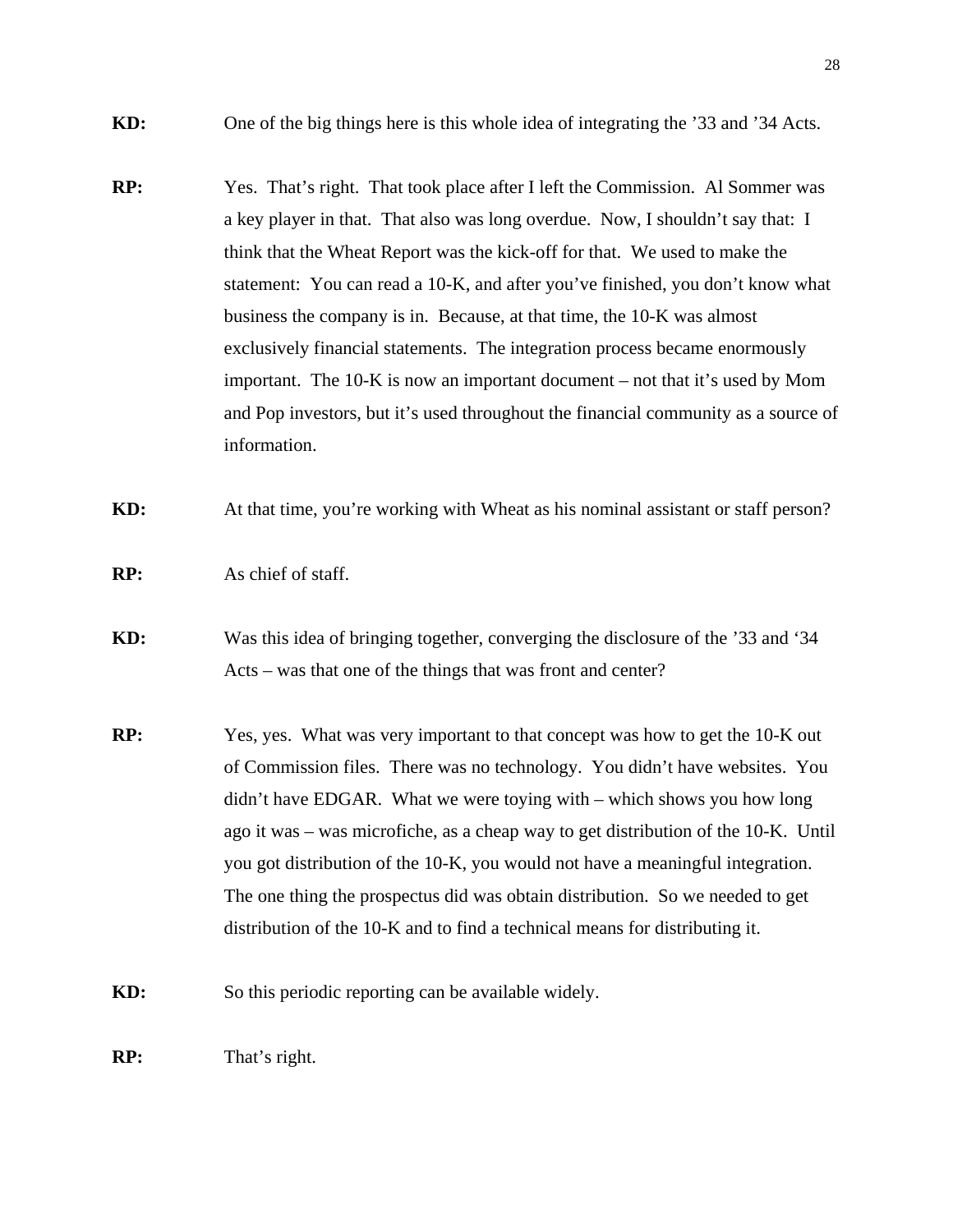**KD:** One of the big things here is this whole idea of integrating the '33 and '34 Acts.

**RP:** Yes. That's right. That took place after I left the Commission. Al Sommer was a key player in that. That also was long overdue. Now, I shouldn't say that: I think that the Wheat Report was the kick-off for that. We used to make the statement: You can read a 10-K, and after you've finished, you don't know what business the company is in. Because, at that time, the 10-K was almost exclusively financial statements. The integration process became enormously important. The 10-K is now an important document – not that it's used by Mom and Pop investors, but it's used throughout the financial community as a source of information.

**KD:** At that time, you're working with Wheat as his nominal assistant or staff person?

**RP:** As chief of staff.

**KD:** Was this idea of bringing together, converging the disclosure of the '33 and '34 Acts – was that one of the things that was front and center?

**RP:** Yes, yes. What was very important to that concept was how to get the 10-K out of Commission files. There was no technology. You didn't have websites. You didn't have EDGAR. What we were toying with – which shows you how long ago it was – was microfiche, as a cheap way to get distribution of the 10-K. Until you got distribution of the 10-K, you would not have a meaningful integration. The one thing the prospectus did was obtain distribution. So we needed to get distribution of the 10-K and to find a technical means for distributing it.

**KD:** So this periodic reporting can be available widely.

**RP:** That's right.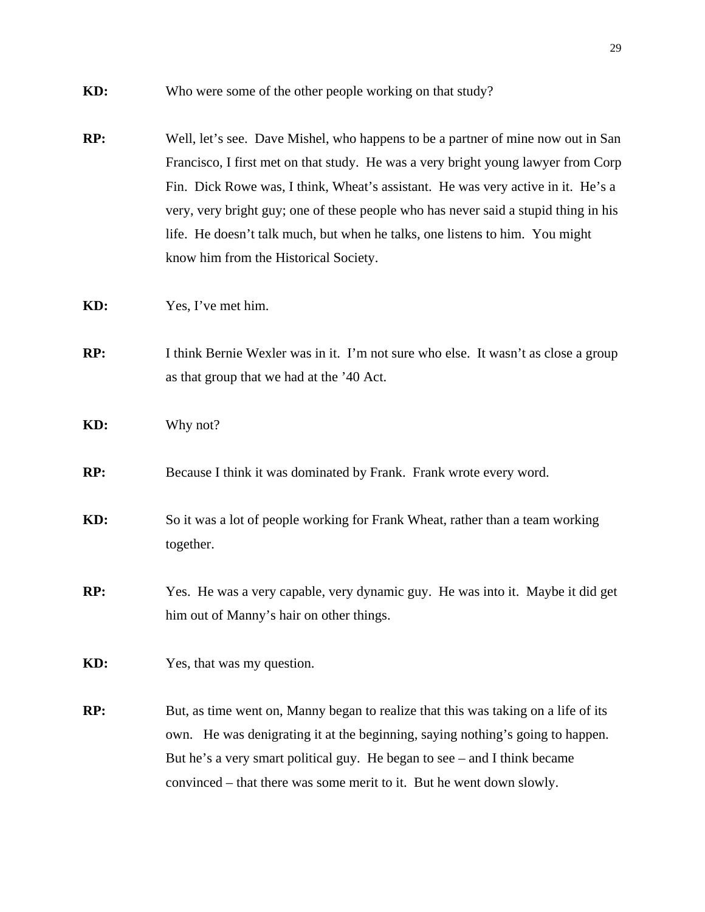**KD:** Who were some of the other people working on that study?

**RP:** Well, let's see. Dave Mishel, who happens to be a partner of mine now out in San Francisco, I first met on that study. He was a very bright young lawyer from Corp Fin. Dick Rowe was, I think, Wheat's assistant. He was very active in it. He's a very, very bright guy; one of these people who has never said a stupid thing in his life. He doesn't talk much, but when he talks, one listens to him. You might know him from the Historical Society.

**KD:** Yes, I've met him.

**RP:** I think Bernie Wexler was in it. I'm not sure who else. It wasn't as close a group as that group that we had at the '40 Act.

**KD:** Why not?

**RP:** Because I think it was dominated by Frank. Frank wrote every word.

**KD:** So it was a lot of people working for Frank Wheat, rather than a team working together.

**RP:** Yes. He was a very capable, very dynamic guy. He was into it. Maybe it did get him out of Manny's hair on other things.

**KD:** Yes, that was my question.

**RP:** But, as time went on, Manny began to realize that this was taking on a life of its own. He was denigrating it at the beginning, saying nothing's going to happen. But he's a very smart political guy. He began to see – and I think became convinced – that there was some merit to it. But he went down slowly.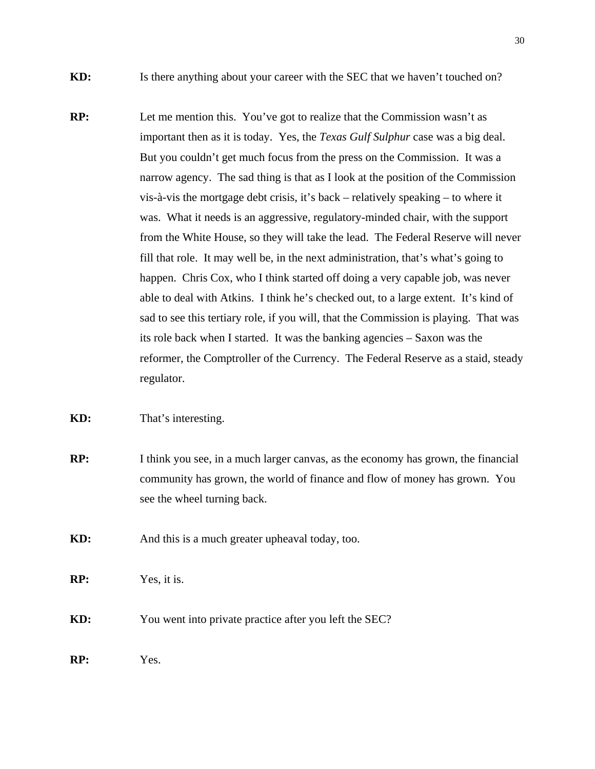**KD:** Is there anything about your career with the SEC that we haven't touched on?

**RP:** Let me mention this. You've got to realize that the Commission wasn't as important then as it is today. Yes, the *Texas Gulf Sulphur* case was a big deal. But you couldn't get much focus from the press on the Commission. It was a narrow agency. The sad thing is that as I look at the position of the Commission vis-à-vis the mortgage debt crisis, it's back – relatively speaking – to where it was. What it needs is an aggressive, regulatory-minded chair, with the support from the White House, so they will take the lead. The Federal Reserve will never fill that role. It may well be, in the next administration, that's what's going to happen. Chris Cox, who I think started off doing a very capable job, was never able to deal with Atkins. I think he's checked out, to a large extent. It's kind of sad to see this tertiary role, if you will, that the Commission is playing. That was its role back when I started. It was the banking agencies – Saxon was the reformer, the Comptroller of the Currency. The Federal Reserve as a staid, steady regulator.

**KD:** That's interesting.

**RP:** I think you see, in a much larger canvas, as the economy has grown, the financial community has grown, the world of finance and flow of money has grown. You see the wheel turning back.

**KD:** And this is a much greater upheaval today, too.

**RP:** Yes, it is.

**KD:** You went into private practice after you left the SEC?

**RP:** Yes.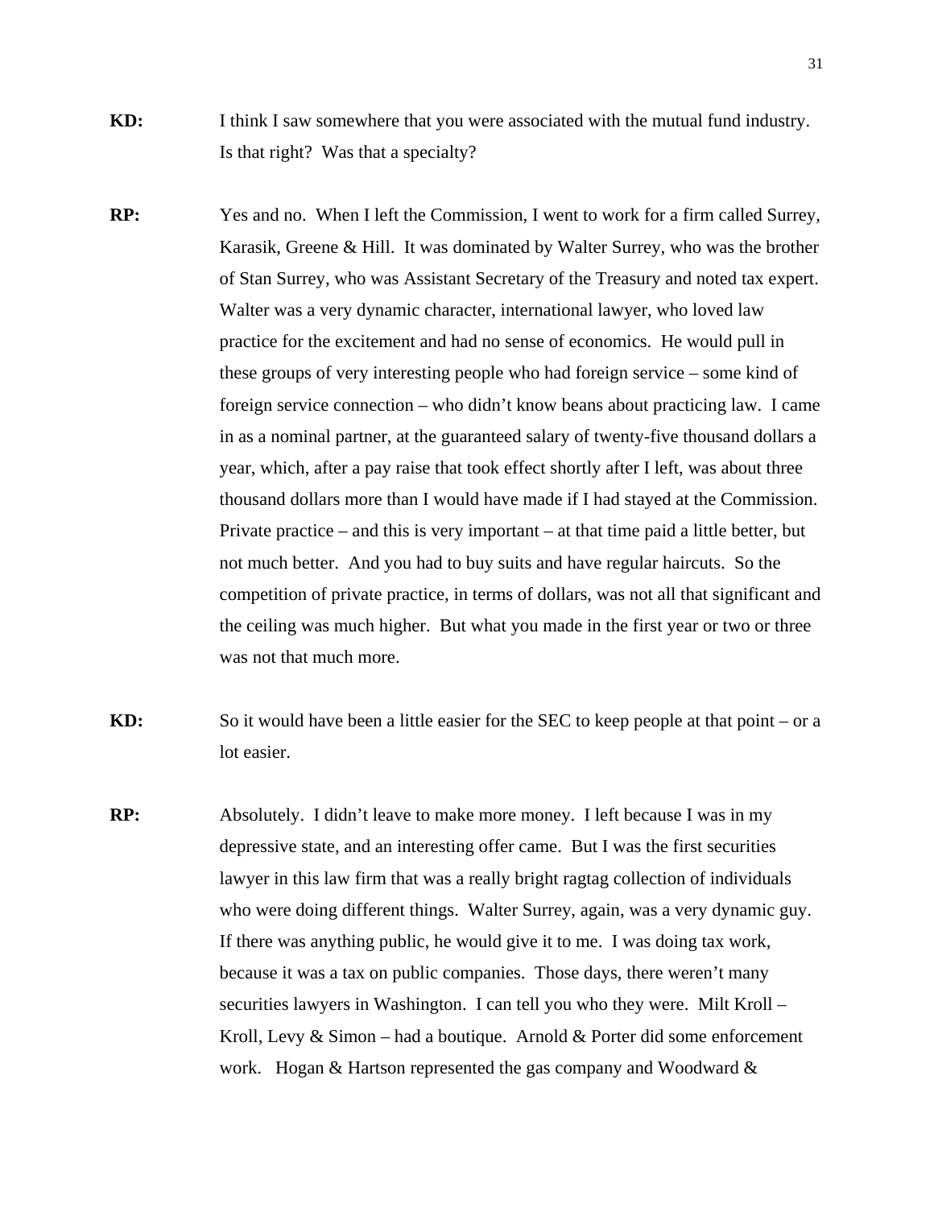**KD:** I think I saw somewhere that you were associated with the mutual fund industry. Is that right? Was that a specialty?

**RP:** Yes and no. When I left the Commission, I went to work for a firm called Surrey, Karasik, Greene & Hill. It was dominated by Walter Surrey, who was the brother of Stan Surrey, who was Assistant Secretary of the Treasury and noted tax expert. Walter was a very dynamic character, international lawyer, who loved law practice for the excitement and had no sense of economics. He would pull in these groups of very interesting people who had foreign service – some kind of foreign service connection – who didn't know beans about practicing law. I came in as a nominal partner, at the guaranteed salary of twenty-five thousand dollars a year, which, after a pay raise that took effect shortly after I left, was about three thousand dollars more than I would have made if I had stayed at the Commission. Private practice – and this is very important – at that time paid a little better, but not much better. And you had to buy suits and have regular haircuts. So the competition of private practice, in terms of dollars, was not all that significant and the ceiling was much higher. But what you made in the first year or two or three was not that much more.

**KD:** So it would have been a little easier for the SEC to keep people at that point – or a lot easier.

**RP:** Absolutely. I didn't leave to make more money. I left because I was in my depressive state, and an interesting offer came. But I was the first securities lawyer in this law firm that was a really bright ragtag collection of individuals who were doing different things. Walter Surrey, again, was a very dynamic guy. If there was anything public, he would give it to me. I was doing tax work, because it was a tax on public companies. Those days, there weren't many securities lawyers in Washington. I can tell you who they were. Milt Kroll – Kroll, Levy & Simon – had a boutique. Arnold & Porter did some enforcement work. Hogan & Hartson represented the gas company and Woodward &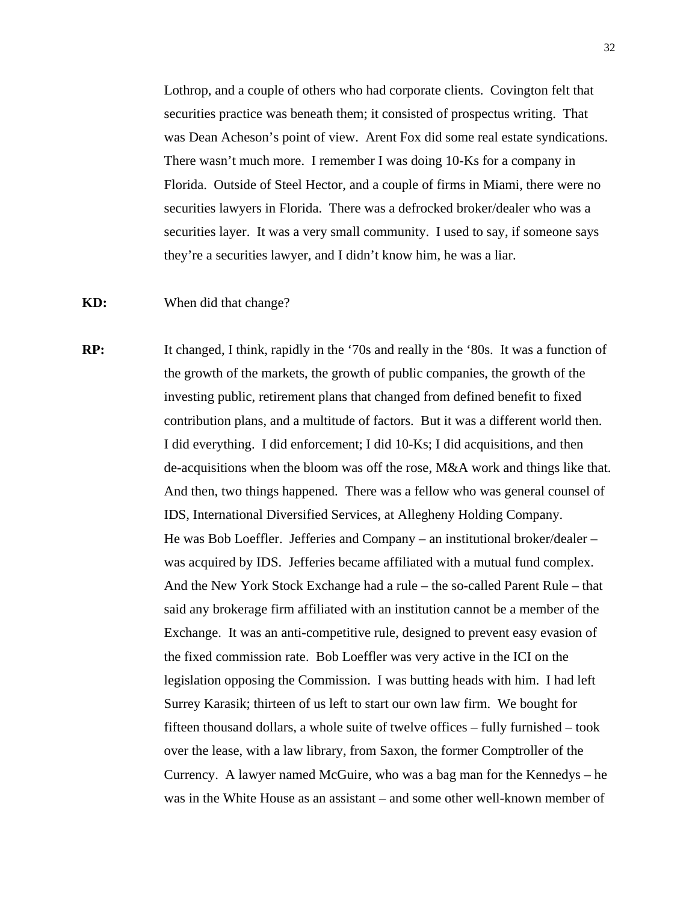Lothrop, and a couple of others who had corporate clients. Covington felt that securities practice was beneath them; it consisted of prospectus writing. That was Dean Acheson's point of view. Arent Fox did some real estate syndications. There wasn't much more. I remember I was doing 10-Ks for a company in Florida. Outside of Steel Hector, and a couple of firms in Miami, there were no securities lawyers in Florida. There was a defrocked broker/dealer who was a securities layer. It was a very small community. I used to say, if someone says they're a securities lawyer, and I didn't know him, he was a liar.

**KD:** When did that change?

**RP:** It changed, I think, rapidly in the '70s and really in the '80s. It was a function of the growth of the markets, the growth of public companies, the growth of the investing public, retirement plans that changed from defined benefit to fixed contribution plans, and a multitude of factors. But it was a different world then. I did everything. I did enforcement; I did 10-Ks; I did acquisitions, and then de-acquisitions when the bloom was off the rose, M&A work and things like that. And then, two things happened. There was a fellow who was general counsel of IDS, International Diversified Services, at Allegheny Holding Company. He was Bob Loeffler. Jefferies and Company – an institutional broker/dealer – was acquired by IDS. Jefferies became affiliated with a mutual fund complex. And the New York Stock Exchange had a rule – the so-called Parent Rule – that said any brokerage firm affiliated with an institution cannot be a member of the Exchange. It was an anti-competitive rule, designed to prevent easy evasion of the fixed commission rate. Bob Loeffler was very active in the ICI on the legislation opposing the Commission. I was butting heads with him. I had left Surrey Karasik; thirteen of us left to start our own law firm. We bought for fifteen thousand dollars, a whole suite of twelve offices – fully furnished – took over the lease, with a law library, from Saxon, the former Comptroller of the Currency. A lawyer named McGuire, who was a bag man for the Kennedys – he was in the White House as an assistant – and some other well-known member of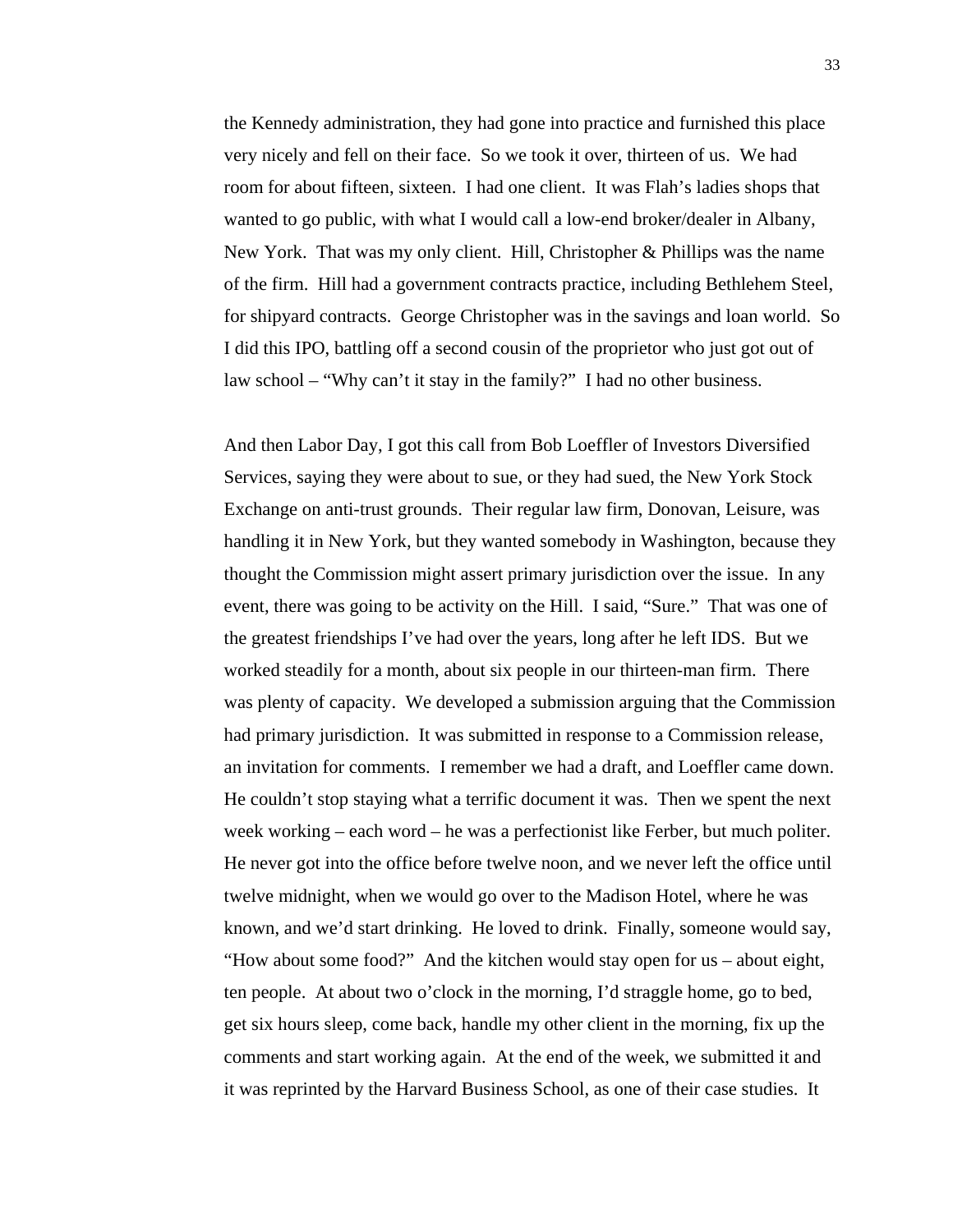the Kennedy administration, they had gone into practice and furnished this place very nicely and fell on their face. So we took it over, thirteen of us. We had room for about fifteen, sixteen. I had one client. It was Flah's ladies shops that wanted to go public, with what I would call a low-end broker/dealer in Albany, New York. That was my only client. Hill, Christopher & Phillips was the name of the firm. Hill had a government contracts practice, including Bethlehem Steel, for shipyard contracts. George Christopher was in the savings and loan world. So I did this IPO, battling off a second cousin of the proprietor who just got out of law school – "Why can't it stay in the family?" I had no other business.

And then Labor Day, I got this call from Bob Loeffler of Investors Diversified Services, saying they were about to sue, or they had sued, the New York Stock Exchange on anti-trust grounds. Their regular law firm, Donovan, Leisure, was handling it in New York, but they wanted somebody in Washington, because they thought the Commission might assert primary jurisdiction over the issue. In any event, there was going to be activity on the Hill. I said, "Sure." That was one of the greatest friendships I've had over the years, long after he left IDS. But we worked steadily for a month, about six people in our thirteen-man firm. There was plenty of capacity. We developed a submission arguing that the Commission had primary jurisdiction. It was submitted in response to a Commission release, an invitation for comments. I remember we had a draft, and Loeffler came down. He couldn't stop staying what a terrific document it was. Then we spent the next week working – each word – he was a perfectionist like Ferber, but much politer. He never got into the office before twelve noon, and we never left the office until twelve midnight, when we would go over to the Madison Hotel, where he was known, and we'd start drinking. He loved to drink. Finally, someone would say, "How about some food?" And the kitchen would stay open for us – about eight, ten people. At about two o'clock in the morning, I'd straggle home, go to bed, get six hours sleep, come back, handle my other client in the morning, fix up the comments and start working again. At the end of the week, we submitted it and it was reprinted by the Harvard Business School, as one of their case studies. It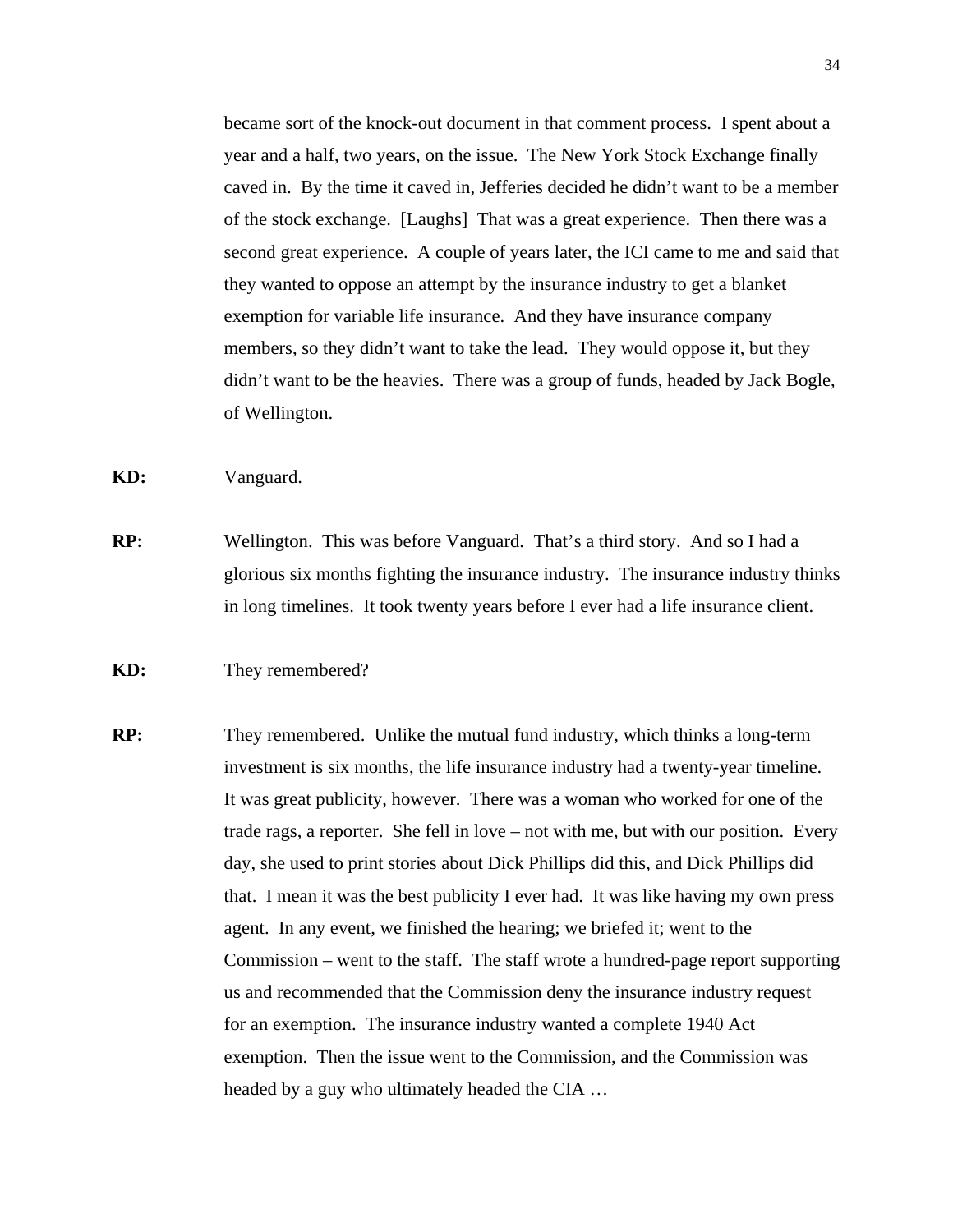became sort of the knock-out document in that comment process. I spent about a year and a half, two years, on the issue. The New York Stock Exchange finally caved in. By the time it caved in, Jefferies decided he didn't want to be a member of the stock exchange. [Laughs] That was a great experience. Then there was a second great experience. A couple of years later, the ICI came to me and said that they wanted to oppose an attempt by the insurance industry to get a blanket exemption for variable life insurance. And they have insurance company members, so they didn't want to take the lead. They would oppose it, but they didn't want to be the heavies. There was a group of funds, headed by Jack Bogle, of Wellington.

**KD:** Vanguard.

**RP:** Wellington. This was before Vanguard. That's a third story. And so I had a glorious six months fighting the insurance industry. The insurance industry thinks in long timelines. It took twenty years before I ever had a life insurance client.

**KD:** They remembered?

**RP:** They remembered. Unlike the mutual fund industry, which thinks a long-term investment is six months, the life insurance industry had a twenty-year timeline. It was great publicity, however. There was a woman who worked for one of the trade rags, a reporter. She fell in love – not with me, but with our position. Every day, she used to print stories about Dick Phillips did this, and Dick Phillips did that. I mean it was the best publicity I ever had. It was like having my own press agent. In any event, we finished the hearing; we briefed it; went to the Commission – went to the staff. The staff wrote a hundred-page report supporting us and recommended that the Commission deny the insurance industry request for an exemption. The insurance industry wanted a complete 1940 Act exemption. Then the issue went to the Commission, and the Commission was headed by a guy who ultimately headed the CIA …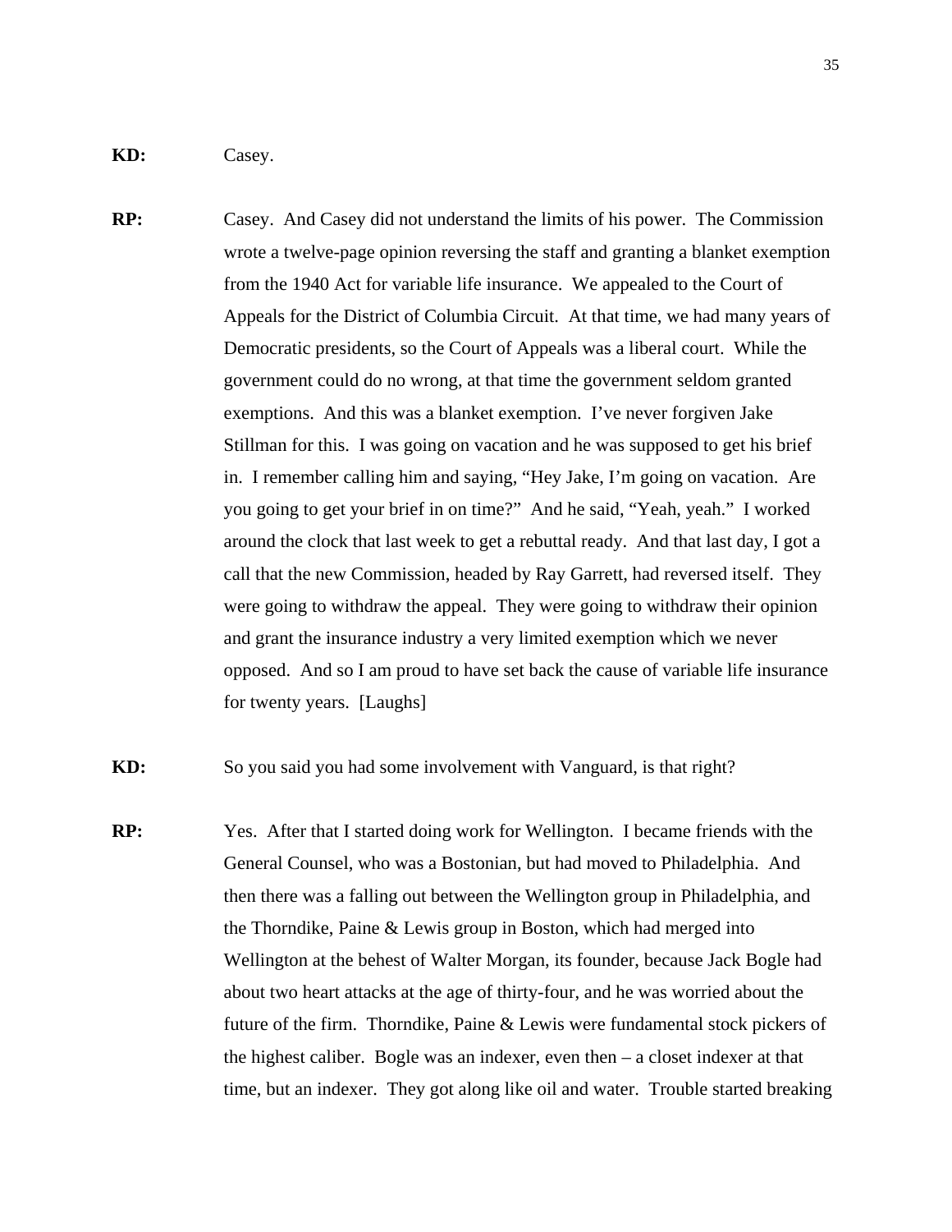**KD:** Casey.

**RP:** Casey. And Casey did not understand the limits of his power. The Commission wrote a twelve-page opinion reversing the staff and granting a blanket exemption from the 1940 Act for variable life insurance. We appealed to the Court of Appeals for the District of Columbia Circuit. At that time, we had many years of Democratic presidents, so the Court of Appeals was a liberal court. While the government could do no wrong, at that time the government seldom granted exemptions. And this was a blanket exemption. I've never forgiven Jake Stillman for this. I was going on vacation and he was supposed to get his brief in. I remember calling him and saying, "Hey Jake, I'm going on vacation. Are you going to get your brief in on time?" And he said, "Yeah, yeah." I worked around the clock that last week to get a rebuttal ready. And that last day, I got a call that the new Commission, headed by Ray Garrett, had reversed itself. They were going to withdraw the appeal. They were going to withdraw their opinion and grant the insurance industry a very limited exemption which we never opposed. And so I am proud to have set back the cause of variable life insurance for twenty years. [Laughs]

**KD:** So you said you had some involvement with Vanguard, is that right?

**RP:** Yes. After that I started doing work for Wellington. I became friends with the General Counsel, who was a Bostonian, but had moved to Philadelphia. And then there was a falling out between the Wellington group in Philadelphia, and the Thorndike, Paine & Lewis group in Boston, which had merged into Wellington at the behest of Walter Morgan, its founder, because Jack Bogle had about two heart attacks at the age of thirty-four, and he was worried about the future of the firm. Thorndike, Paine & Lewis were fundamental stock pickers of the highest caliber. Bogle was an indexer, even then – a closet indexer at that time, but an indexer. They got along like oil and water. Trouble started breaking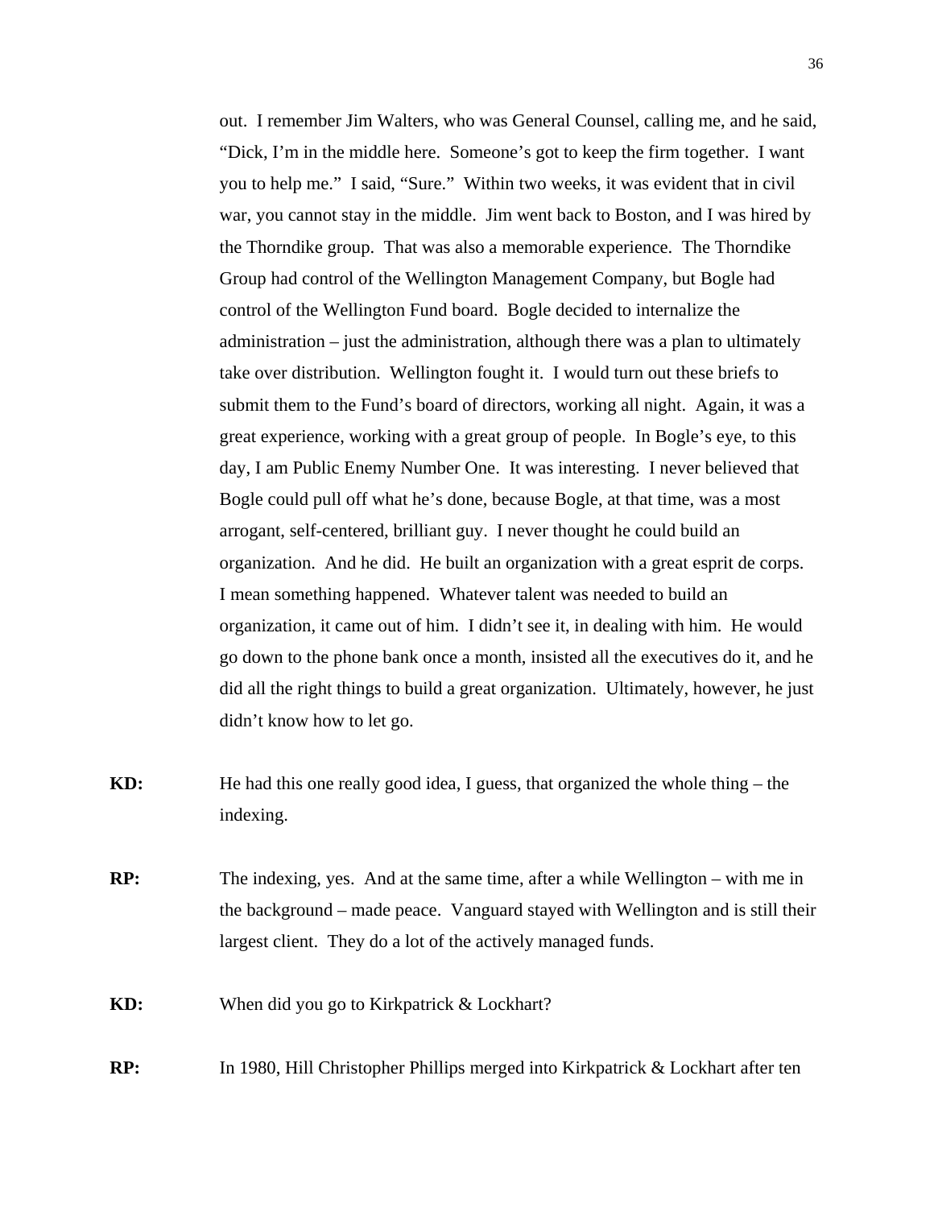out. I remember Jim Walters, who was General Counsel, calling me, and he said, "Dick, I'm in the middle here. Someone's got to keep the firm together. I want you to help me." I said, "Sure." Within two weeks, it was evident that in civil war, you cannot stay in the middle. Jim went back to Boston, and I was hired by the Thorndike group. That was also a memorable experience. The Thorndike Group had control of the Wellington Management Company, but Bogle had control of the Wellington Fund board. Bogle decided to internalize the administration – just the administration, although there was a plan to ultimately take over distribution. Wellington fought it. I would turn out these briefs to submit them to the Fund's board of directors, working all night. Again, it was a great experience, working with a great group of people. In Bogle's eye, to this day, I am Public Enemy Number One. It was interesting. I never believed that Bogle could pull off what he's done, because Bogle, at that time, was a most arrogant, self-centered, brilliant guy. I never thought he could build an organization. And he did. He built an organization with a great esprit de corps. I mean something happened. Whatever talent was needed to build an organization, it came out of him. I didn't see it, in dealing with him. He would go down to the phone bank once a month, insisted all the executives do it, and he did all the right things to build a great organization. Ultimately, however, he just didn't know how to let go.

**KD:** He had this one really good idea, I guess, that organized the whole thing – the indexing.

**RP:** The indexing, yes. And at the same time, after a while Wellington – with me in the background – made peace. Vanguard stayed with Wellington and is still their largest client. They do a lot of the actively managed funds.

**KD:** When did you go to Kirkpatrick & Lockhart?

**RP:** In 1980, Hill Christopher Phillips merged into Kirkpatrick & Lockhart after ten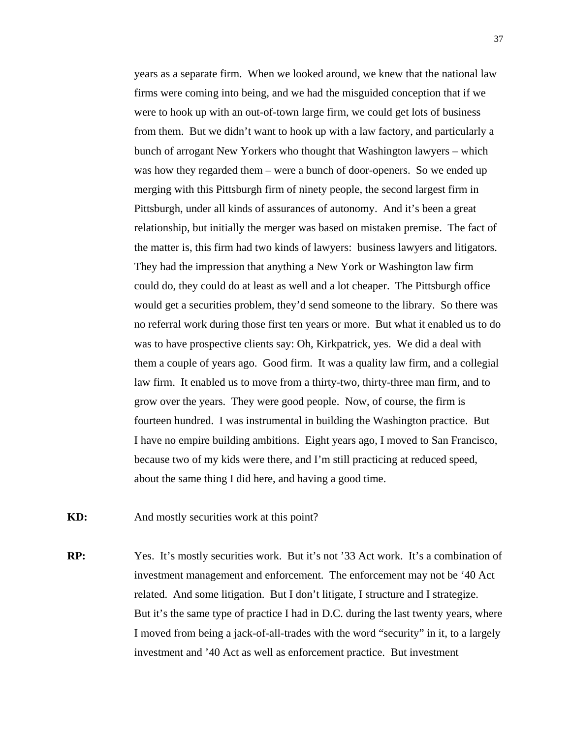years as a separate firm. When we looked around, we knew that the national law firms were coming into being, and we had the misguided conception that if we were to hook up with an out-of-town large firm, we could get lots of business from them. But we didn't want to hook up with a law factory, and particularly a bunch of arrogant New Yorkers who thought that Washington lawyers – which was how they regarded them – were a bunch of door-openers. So we ended up merging with this Pittsburgh firm of ninety people, the second largest firm in Pittsburgh, under all kinds of assurances of autonomy. And it's been a great relationship, but initially the merger was based on mistaken premise. The fact of the matter is, this firm had two kinds of lawyers: business lawyers and litigators. They had the impression that anything a New York or Washington law firm could do, they could do at least as well and a lot cheaper. The Pittsburgh office would get a securities problem, they'd send someone to the library. So there was no referral work during those first ten years or more. But what it enabled us to do was to have prospective clients say: Oh, Kirkpatrick, yes. We did a deal with them a couple of years ago. Good firm. It was a quality law firm, and a collegial law firm. It enabled us to move from a thirty-two, thirty-three man firm, and to grow over the years. They were good people. Now, of course, the firm is fourteen hundred. I was instrumental in building the Washington practice. But I have no empire building ambitions. Eight years ago, I moved to San Francisco, because two of my kids were there, and I'm still practicing at reduced speed, about the same thing I did here, and having a good time.

**KD:** And mostly securities work at this point?

**RP:** Yes. It's mostly securities work. But it's not '33 Act work. It's a combination of investment management and enforcement. The enforcement may not be '40 Act related. And some litigation. But I don't litigate, I structure and I strategize. But it's the same type of practice I had in D.C. during the last twenty years, where I moved from being a jack-of-all-trades with the word "security" in it, to a largely investment and '40 Act as well as enforcement practice. But investment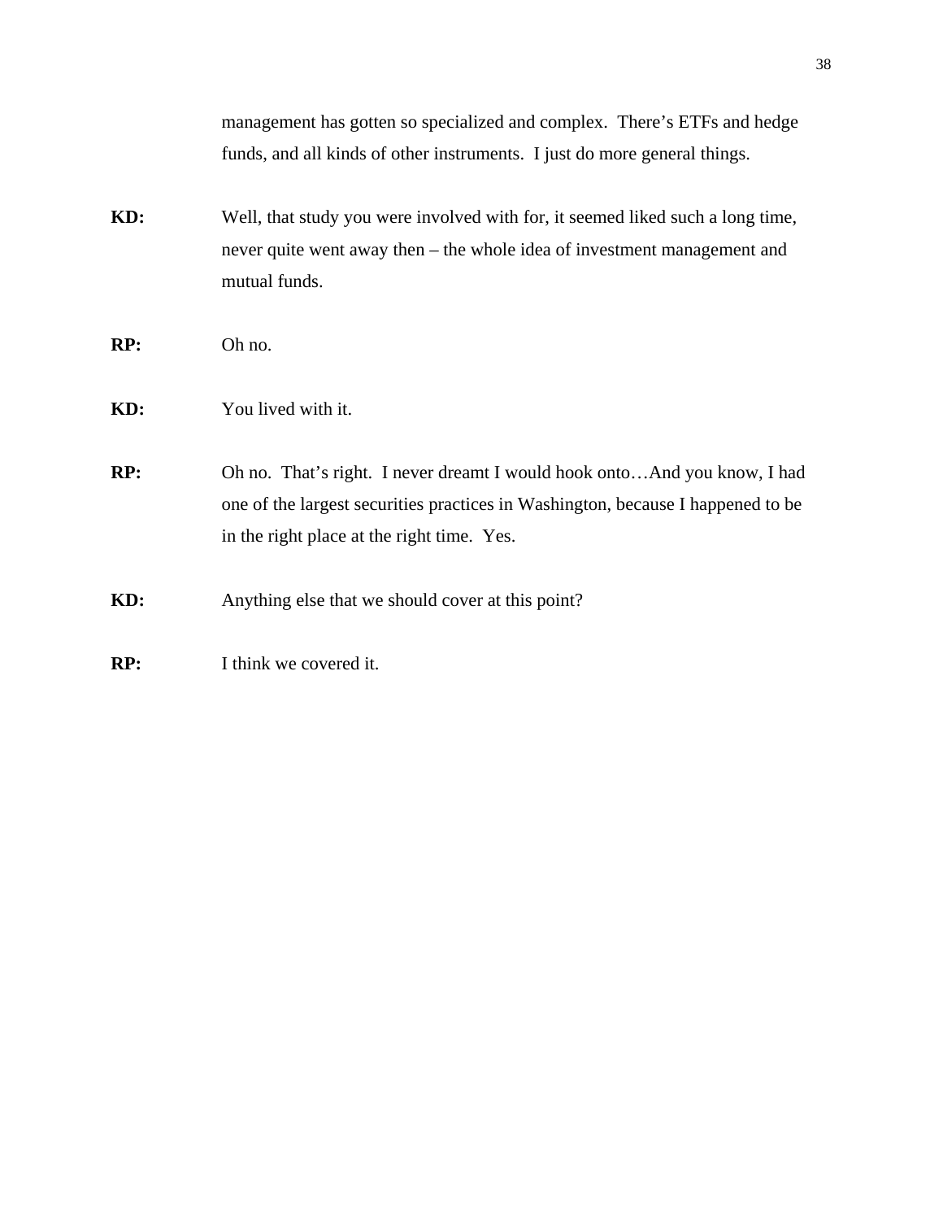management has gotten so specialized and complex. There's ETFs and hedge funds, and all kinds of other instruments. I just do more general things.

**KD:** Well, that study you were involved with for, it seemed liked such a long time, never quite went away then – the whole idea of investment management and mutual funds.

**RP:** Oh no.

**KD:** You lived with it.

**RP:** Oh no. That's right. I never dreamt I would hook onto…And you know, I had one of the largest securities practices in Washington, because I happened to be in the right place at the right time. Yes.

**KD:** Anything else that we should cover at this point?

**RP:** I think we covered it.